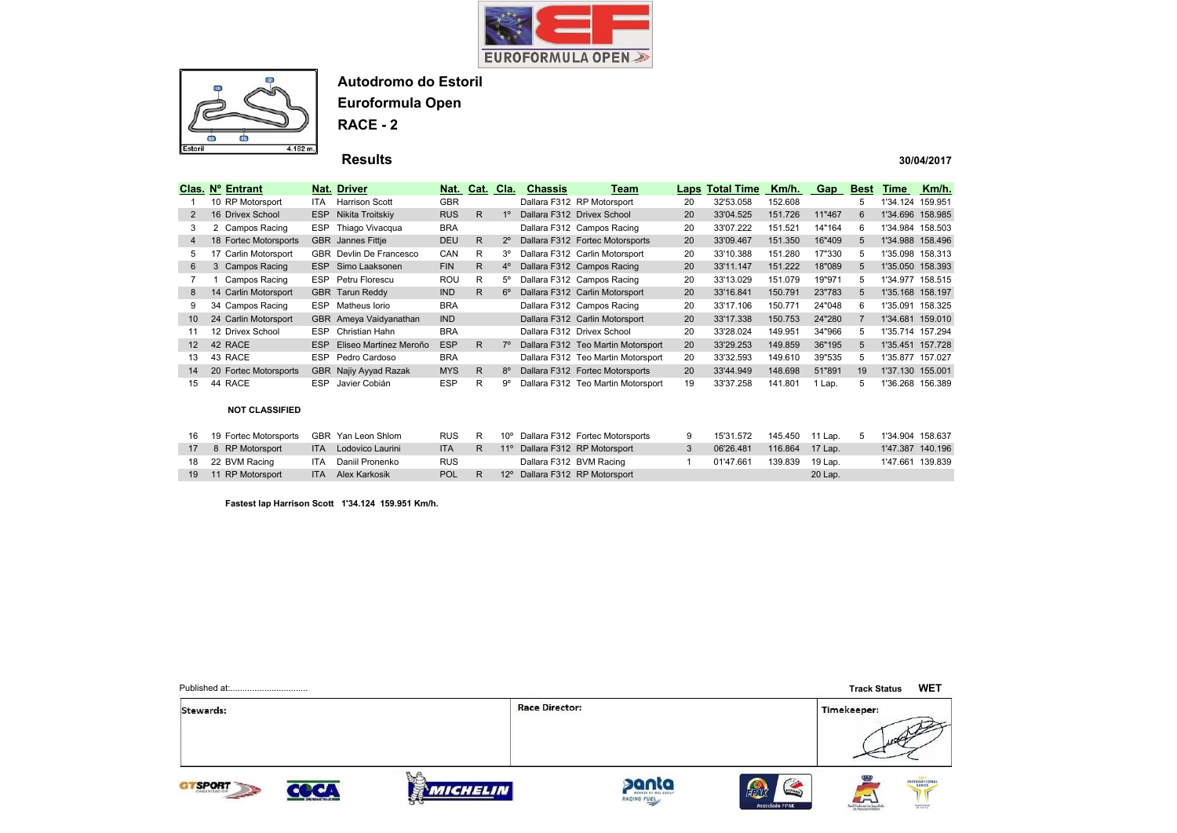# EUROFORMULA OPEN

## Autodromo do Estoril

## Euroformula Open

## RACE - 2

Estoril 4.182 m.

### Results

30/04/2017

| Clas. | Nº | Entrant | Nat. | Driver | Nat. | Cat. | Cla. | Chassis | Team | Laps | Total Time | Km/h. | Gap | Best | Time | Km/h. |
|---|---|---|---|---|---|---|---|---|---|---|---|---|---|---|---|---|
| 1 | 10 | RP Motorsport | ITA | Harrison Scott | GBR | | | Dallara F312 | RP Motorsport | 20 | 32'53.058 | 152.608 | | 5 | 1'34.124 | 159.951 |
| 2 | 16 | Drivex School | ESP | Nikita Troitskiy | RUS | R | 1º | Dallara F312 | Drivex School | 20 | 33'04.525 | 151.726 | 11"467 | 6 | 1'34.696 | 158.985 |
| 3 | 2 | Campos Racing | ESP | Thiago Vivacqua | BRA | | | Dallara F312 | Campos Racing | 20 | 33'07.222 | 151.521 | 14"164 | 6 | 1'34.984 | 158.503 |
| 4 | 18 | Fortec Motorsports | GBR | Jannes Fittje | DEU | R | 2º | Dallara F312 | Fortec Motorsports | 20 | 33'09.467 | 151.350 | 16"409 | 5 | 1'34.988 | 158.496 |
| 5 | 17 | Carlin Motorsport | GBR | Devlin De Francesco | CAN | R | 3º | Dallara F312 | Carlin Motorsport | 20 | 33'10.388 | 151.280 | 17"330 | 5 | 1'35.098 | 158.313 |
| 6 | 3 | Campos Racing | ESP | Simo Laaksonen | FIN | R | 4º | Dallara F312 | Campos Racing | 20 | 33'11.147 | 151.222 | 18"089 | 5 | 1'35.050 | 158.393 |
| 7 | 1 | Campos Racing | ESP | Petru Florescu | ROU | R | 5º | Dallara F312 | Campos Racing | 20 | 33'13.029 | 151.079 | 19"971 | 5 | 1'34.977 | 158.515 |
| 8 | 14 | Carlin Motorsport | GBR | Tarun Reddy | IND | R | 6º | Dallara F312 | Carlin Motorsport | 20 | 33'16.841 | 150.791 | 23"783 | 5 | 1'35.168 | 158.197 |
| 9 | 34 | Campos Racing | ESP | Matheus Iorio | BRA | | | Dallara F312 | Campos Racing | 20 | 33'17.106 | 150.771 | 24"048 | 6 | 1'35.091 | 158.325 |
| 10 | 24 | Carlin Motorsport | GBR | Ameya Vaidyanathan | IND | | | Dallara F312 | Carlin Motorsport | 20 | 33'17.338 | 150.753 | 24"280 | 7 | 1'34.681 | 159.010 |
| 11 | 12 | Drivex School | ESP | Christian Hahn | BRA | | | Dallara F312 | Drivex School | 20 | 33'28.024 | 149.951 | 34"966 | 5 | 1'35.714 | 157.294 |
| 12 | 42 | RACE | ESP | Eliseo Martinez Meroño | ESP | R | 7º | Dallara F312 | Teo Martin Motorsport | 20 | 33'29.253 | 149.859 | 36"195 | 5 | 1'35.451 | 157.728 |
| 13 | 43 | RACE | ESP | Pedro Cardoso | BRA | | | Dallara F312 | Teo Martin Motorsport | 20 | 33'32.593 | 149.610 | 39"535 | 5 | 1'35.877 | 157.027 |
| 14 | 20 | Fortec Motorsports | GBR | Najiy Ayyad Razak | MYS | R | 8º | Dallara F312 | Fortec Motorsports | 20 | 33'44.949 | 148.698 | 51"891 | 19 | 1'37.130 | 155.001 |
| 15 | 44 | RACE | ESP | Javier Cobián | ESP | R | 9º | Dallara F312 | Teo Martin Motorsport | 19 | 33'37.258 | 141.801 | 1 Lap. | 5 | 1'36.268 | 156.389 |

**NOT CLASSIFIED**

| Clas. | Nº | Entrant | Nat. | Driver | Nat. | Cat. | Cla. | Chassis | Team | Laps | Total Time | Km/h. | Gap | Best | Time | Km/h. |
|---|---|---|---|---|---|---|---|---|---|---|---|---|---|---|---|---|
| 16 | 19 | Fortec Motorsports | GBR | Yan Leon Shlom | RUS | R | 10º | Dallara F312 | Fortec Motorsports | 9 | 15'31.572 | 145.450 | 11 Lap. | 5 | 1'34.904 | 158.637 |
| 17 | 8 | RP Motorsport | ITA | Lodovico Laurini | ITA | R | 11º | Dallara F312 | RP Motorsport | 3 | 06'26.481 | 116.864 | 17 Lap. | | 1'47.387 | 140.196 |
| 18 | 22 | BVM Racing | ITA | Daniil Pronenko | RUS | | | Dallara F312 | BVM Racing | 1 | 01'47.661 | 139.839 | 19 Lap. | | 1'47.661 | 139.839 |
| 19 | 11 | RP Motorsport | ITA | Alex Karkosik | POL | R | 12º | Dallara F312 | RP Motorsport | | | | 20 Lap. | | | |

**Fastest lap Harrison Scott 1'34.124 159.951 Km/h.**

Published at:................................

Track Status **WET**

| Stewards: | Race Director: | Timekeeper: |
|---|---|---|
| | | |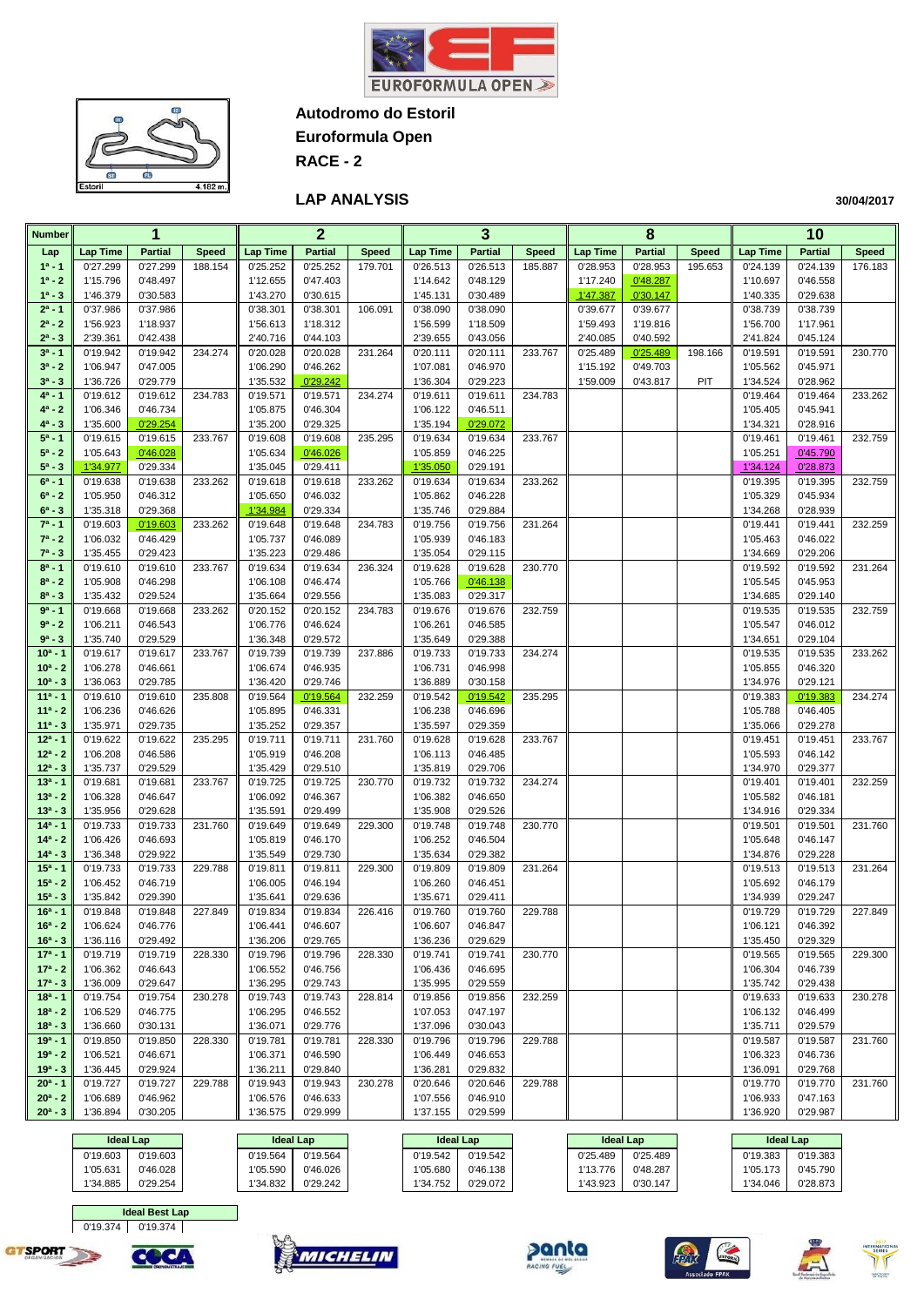# Autodromo do Estoril

## Euroformula Open

## RACE - 2

### LAP ANALYSIS

30/04/2017

| Number | 1 | | | 2 | | | 3 | | | 8 | | | 10 | | |
|---|---|---|---|---|---|---|---|---|---|---|---|---|---|---|---|
| Lap | Lap Time | Partial | Speed | Lap Time | Partial | Speed | Lap Time | Partial | Speed | Lap Time | Partial | Speed | Lap Time | Partial | Speed |
| 1ª - 1 | 0'27.299 | 0'27.299 | 188.154 | 0'25.252 | 0'25.252 | 179.701 | 0'26.513 | 0'26.513 | 185.887 | 0'28.953 | 0'28.953 | 195.653 | 0'24.139 | 0'24.139 | 176.183 |
| 1ª - 2 | 1'15.796 | 0'48.497 | | 1'12.655 | 0'47.403 | | 1'14.642 | 0'48.129 | | 1'17.240 | 0'48.287 | | 1'10.697 | 0'46.558 | |
| 1ª - 3 | 1'46.379 | 0'30.583 | | 1'43.270 | 0'30.615 | | 1'45.131 | 0'30.489 | | 1'47.387 | 0'30.147 | | 1'40.335 | 0'29.638 | |
| 2ª - 1 | 0'37.986 | 0'37.986 | | 0'38.301 | 0'38.301 | 106.091 | 0'38.090 | 0'38.090 | | 0'39.677 | 0'39.677 | | 0'38.739 | 0'38.739 | |
| 2ª - 2 | 1'56.923 | 1'18.937 | | 1'56.613 | 1'18.312 | | 1'56.599 | 1'18.509 | | 1'59.493 | 1'19.816 | | 1'56.700 | 1'17.961 | |
| 2ª - 3 | 2'39.361 | 0'42.438 | | 2'40.716 | 0'44.103 | | 2'39.655 | 0'43.056 | | 2'40.085 | 0'40.592 | | 2'41.824 | 0'45.124 | |
| 3ª - 1 | 0'19.942 | 0'19.942 | 234.274 | 0'20.028 | 0'20.028 | 231.264 | 0'20.111 | 0'20.111 | 233.767 | 0'25.489 | 0'25.489 | 198.166 | 0'19.591 | 0'19.591 | 230.770 |
| 3ª - 2 | 1'06.947 | 0'47.005 | | 1'06.290 | 0'46.262 | | 1'07.081 | 0'46.970 | | 1'15.192 | 0'49.703 | | 1'05.562 | 0'45.971 | |
| 3ª - 3 | 1'36.726 | 0'29.779 | | 1'35.532 | 0'29.242 | | 1'36.304 | 0'29.223 | | 1'59.009 | 0'43.817 | PIT | 1'34.524 | 0'28.962 | |
| 4ª - 1 | 0'19.612 | 0'19.612 | 234.783 | 0'19.571 | 0'19.571 | 234.274 | 0'19.611 | 0'19.611 | 234.783 | | | | 0'19.464 | 0'19.464 | 233.262 |
| 4ª - 2 | 1'06.346 | 0'46.734 | | 1'05.875 | 0'46.304 | | 1'06.122 | 0'46.511 | | | | | 1'05.405 | 0'45.941 | |
| 4ª - 3 | 1'35.600 | 0'29.254 | | 1'35.200 | 0'29.325 | | 1'35.194 | 0'29.072 | | | | | 1'34.321 | 0'28.916 | |
| 5ª - 1 | 0'19.615 | 0'19.615 | 233.767 | 0'19.608 | 0'19.608 | 235.295 | 0'19.634 | 0'19.634 | 233.767 | | | | 0'19.461 | 0'19.461 | 232.759 |
| 5ª - 2 | 1'05.643 | 0'46.028 | | 1'05.634 | 0'46.026 | | 1'05.859 | 0'46.225 | | | | | 1'05.251 | 0'45.790 | |
| 5ª - 3 | 1'34.977 | 0'29.334 | | 1'35.045 | 0'29.411 | | 1'35.050 | 0'29.191 | | | | | 1'34.124 | 0'28.873 | |
| 6ª - 1 | 0'19.638 | 0'19.638 | 233.262 | 0'19.618 | 0'19.618 | 233.262 | 0'19.634 | 0'19.634 | 233.262 | | | | 0'19.395 | 0'19.395 | 232.759 |
| 6ª - 2 | 1'05.950 | 0'46.312 | | 1'05.650 | 0'46.032 | | 1'05.862 | 0'46.228 | | | | | 1'05.329 | 0'45.934 | |
| 6ª - 3 | 1'35.318 | 0'29.368 | | 1'34.984 | 0'29.334 | | 1'35.746 | 0'29.884 | | | | | 1'34.268 | 0'28.939 | |
| 7ª - 1 | 0'19.603 | 0'19.603 | 233.262 | 0'19.648 | 0'19.648 | 234.783 | 0'19.756 | 0'19.756 | 231.264 | | | | 0'19.441 | 0'19.441 | 232.259 |
| 7ª - 2 | 1'06.032 | 0'46.429 | | 1'05.737 | 0'46.089 | | 1'05.939 | 0'46.183 | | | | | 1'05.463 | 0'46.022 | |
| 7ª - 3 | 1'35.455 | 0'29.423 | | 1'35.223 | 0'29.486 | | 1'35.054 | 0'29.115 | | | | | 1'34.669 | 0'29.206 | |
| 8ª - 1 | 0'19.610 | 0'19.610 | 233.767 | 0'19.634 | 0'19.634 | 236.324 | 0'19.628 | 0'19.628 | 230.770 | | | | 0'19.592 | 0'19.592 | 231.264 |
| 8ª - 2 | 1'05.908 | 0'46.298 | | 1'06.108 | 0'46.474 | | 1'05.766 | 0'46.138 | | | | | 1'05.545 | 0'45.953 | |
| 8ª - 3 | 1'35.432 | 0'29.524 | | 1'35.664 | 0'29.556 | | 1'35.083 | 0'29.317 | | | | | 1'34.685 | 0'29.140 | |
| 9ª - 1 | 0'19.668 | 0'19.668 | 233.262 | 0'20.152 | 0'20.152 | 234.783 | 0'19.676 | 0'19.676 | 232.759 | | | | 0'19.535 | 0'19.535 | 232.759 |
| 9ª - 2 | 1'06.211 | 0'46.543 | | 1'06.776 | 0'46.624 | | 1'06.261 | 0'46.585 | | | | | 1'05.547 | 0'46.012 | |
| 9ª - 3 | 1'35.740 | 0'29.529 | | 1'36.348 | 0'29.572 | | 1'35.649 | 0'29.388 | | | | | 1'34.651 | 0'29.104 | |
| 10ª - 1 | 0'19.617 | 0'19.617 | 233.767 | 0'19.739 | 0'19.739 | 237.886 | 0'19.733 | 0'19.733 | 234.274 | | | | 0'19.535 | 0'19.535 | 233.262 |
| 10ª - 2 | 1'06.278 | 0'46.661 | | 1'06.674 | 0'46.935 | | 1'06.731 | 0'46.998 | | | | | 1'05.855 | 0'46.320 | |
| 10ª - 3 | 1'36.063 | 0'29.785 | | 1'36.420 | 0'29.746 | | 1'36.889 | 0'30.158 | | | | | 1'34.976 | 0'29.121 | |
| 11ª - 1 | 0'19.610 | 0'19.610 | 235.808 | 0'19.564 | 0'19.564 | 232.259 | 0'19.542 | 0'19.542 | 235.295 | | | | 0'19.383 | 0'19.383 | 234.274 |
| 11ª - 2 | 1'06.236 | 0'46.626 | | 1'05.895 | 0'46.331 | | 1'06.238 | 0'46.696 | | | | | 1'05.788 | 0'46.405 | |
| 11ª - 3 | 1'35.971 | 0'29.735 | | 1'35.252 | 0'29.357 | | 1'35.597 | 0'29.359 | | | | | 1'35.066 | 0'29.278 | |
| 12ª - 1 | 0'19.622 | 0'19.622 | 235.295 | 0'19.711 | 0'19.711 | 231.760 | 0'19.628 | 0'19.628 | 233.767 | | | | 0'19.451 | 0'19.451 | 233.767 |
| 12ª - 2 | 1'06.208 | 0'46.586 | | 1'05.919 | 0'46.208 | | 1'06.113 | 0'46.485 | | | | | 1'05.593 | 0'46.142 | |
| 12ª - 3 | 1'35.737 | 0'29.529 | | 1'35.429 | 0'29.510 | | 1'35.819 | 0'29.706 | | | | | 1'34.970 | 0'29.377 | |
| 13ª - 1 | 0'19.681 | 0'19.681 | 233.767 | 0'19.725 | 0'19.725 | 230.770 | 0'19.732 | 0'19.732 | 234.274 | | | | 0'19.401 | 0'19.401 | 232.259 |
| 13ª - 2 | 1'06.328 | 0'46.647 | | 1'06.092 | 0'46.367 | | 1'06.382 | 0'46.650 | | | | | 1'05.582 | 0'46.181 | |
| 13ª - 3 | 1'35.956 | 0'29.628 | | 1'35.591 | 0'29.499 | | 1'35.908 | 0'29.526 | | | | | 1'34.916 | 0'29.334 | |
| 14ª - 1 | 0'19.733 | 0'19.733 | 231.760 | 0'19.649 | 0'19.649 | 229.300 | 0'19.748 | 0'19.748 | 230.770 | | | | 0'19.501 | 0'19.501 | 231.760 |
| 14ª - 2 | 1'06.426 | 0'46.693 | | 1'05.819 | 0'46.170 | | 1'06.252 | 0'46.504 | | | | | 1'05.648 | 0'46.147 | |
| 14ª - 3 | 1'36.348 | 0'29.922 | | 1'35.549 | 0'29.730 | | 1'35.634 | 0'29.382 | | | | | 1'34.876 | 0'29.228 | |
| 15ª - 1 | 0'19.733 | 0'19.733 | 229.788 | 0'19.811 | 0'19.811 | 229.300 | 0'19.809 | 0'19.809 | 231.264 | | | | 0'19.513 | 0'19.513 | 231.264 |
| 15ª - 2 | 1'06.452 | 0'46.719 | | 1'06.005 | 0'46.194 | | 1'06.260 | 0'46.451 | | | | | 1'05.692 | 0'46.179 | |
| 15ª - 3 | 1'35.842 | 0'29.390 | | 1'35.641 | 0'29.636 | | 1'35.671 | 0'29.411 | | | | | 1'34.939 | 0'29.247 | |
| 16ª - 1 | 0'19.848 | 0'19.848 | 227.849 | 0'19.834 | 0'19.834 | 226.416 | 0'19.760 | 0'19.760 | 229.788 | | | | 0'19.729 | 0'19.729 | 227.849 |
| 16ª - 2 | 1'06.624 | 0'46.776 | | 1'06.441 | 0'46.607 | | 1'06.607 | 0'46.847 | | | | | 1'06.121 | 0'46.392 | |
| 16ª - 3 | 1'36.116 | 0'29.492 | | 1'36.206 | 0'29.765 | | 1'36.236 | 0'29.629 | | | | | 1'35.450 | 0'29.329 | |
| 17ª - 1 | 0'19.719 | 0'19.719 | 228.330 | 0'19.796 | 0'19.796 | 228.330 | 0'19.741 | 0'19.741 | 230.770 | | | | 0'19.565 | 0'19.565 | 229.300 |
| 17ª - 2 | 1'06.362 | 0'46.643 | | 1'06.552 | 0'46.756 | | 1'06.436 | 0'46.695 | | | | | 1'06.304 | 0'46.739 | |
| 17ª - 3 | 1'36.009 | 0'29.647 | | 1'36.295 | 0'29.743 | | 1'35.995 | 0'29.559 | | | | | 1'35.742 | 0'29.438 | |
| 18ª - 1 | 0'19.754 | 0'19.754 | 230.278 | 0'19.743 | 0'19.743 | 228.814 | 0'19.856 | 0'19.856 | 232.259 | | | | 0'19.633 | 0'19.633 | 230.278 |
| 18ª - 2 | 1'06.529 | 0'46.775 | | 1'06.295 | 0'46.552 | | 1'07.053 | 0'47.197 | | | | | 1'06.132 | 0'46.499 | |
| 18ª - 3 | 1'36.660 | 0'30.131 | | 1'36.071 | 0'29.776 | | 1'37.096 | 0'30.043 | | | | | 1'35.711 | 0'29.579 | |
| 19ª - 1 | 0'19.850 | 0'19.850 | 228.330 | 0'19.781 | 0'19.781 | 228.330 | 0'19.796 | 0'19.796 | 229.788 | | | | 0'19.587 | 0'19.587 | 231.760 |
| 19ª - 2 | 1'06.521 | 0'46.671 | | 1'06.371 | 0'46.590 | | 1'06.449 | 0'46.653 | | | | | 1'06.323 | 0'46.736 | |
| 19ª - 3 | 1'36.445 | 0'29.924 | | 1'36.211 | 0'29.840 | | 1'36.281 | 0'29.832 | | | | | 1'36.091 | 0'29.768 | |
| 20ª - 1 | 0'19.727 | 0'19.727 | 229.788 | 0'19.943 | 0'19.943 | 230.278 | 0'20.646 | 0'20.646 | 229.788 | | | | 0'19.770 | 0'19.770 | 231.760 |
| 20ª - 2 | 1'06.689 | 0'46.962 | | 1'06.576 | 0'46.633 | | 1'07.556 | 0'46.910 | | | | | 1'06.933 | 0'47.163 | |
| 20ª - 3 | 1'36.894 | 0'30.205 | | 1'36.575 | 0'29.999 | | 1'37.155 | 0'29.599 | | | | | 1'36.920 | 0'29.987 | |

| Ideal Lap (1) | | Ideal Lap (2) | | Ideal Lap (3) | | Ideal Lap (8) | | Ideal Lap (10) | |
|---|---|---|---|---|---|---|---|---|---|
| 0'19.603 | 0'19.603 | 0'19.564 | 0'19.564 | 0'19.542 | 0'19.542 | 0'25.489 | 0'25.489 | 0'19.383 | 0'19.383 |
| 1'05.631 | 0'46.028 | 1'05.590 | 0'46.026 | 1'05.680 | 0'46.138 | 1'13.776 | 0'48.287 | 1'05.173 | 0'45.790 |
| 1'34.885 | 0'29.254 | 1'34.832 | 0'29.242 | 1'34.752 | 0'29.072 | 1'43.923 | 0'30.147 | 1'34.046 | 0'28.873 |

| Ideal Best Lap | |
|---|---|
| 0'19.374 | 0'19.374 |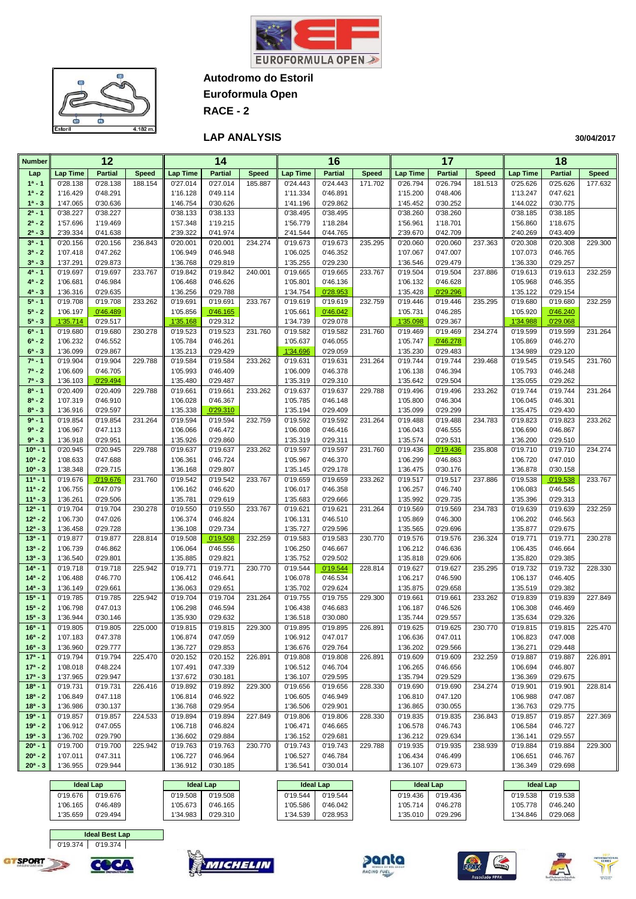# EUROFORMULA OPEN

**Autodromo do Estoril**

**Euroformula Open**

**RACE - 2**

## LAP ANALYSIS

30/04/2017

| Number | 12 | | | 14 | | | 16 | | | 17 | | | 18 | | |
|---|---|---|---|---|---|---|---|---|---|---|---|---|---|---|---|
| Lap | Lap Time | Partial | Speed | Lap Time | Partial | Speed | Lap Time | Partial | Speed | Lap Time | Partial | Speed | Lap Time | Partial | Speed |
| 1ª - 1 | 0'28.138 | 0'28.138 | 188.154 | 0'27.014 | 0'27.014 | 185.887 | 0'24.443 | 0'24.443 | 171.702 | 0'26.794 | 0'26.794 | 181.513 | 0'25.626 | 0'25.626 | 177.632 |
| 1ª - 2 | 1'16.429 | 0'48.291 | | 1'16.128 | 0'49.114 | | 1'11.334 | 0'46.891 | | 1'15.200 | 0'48.406 | | 1'13.247 | 0'47.621 | |
| 1ª - 3 | 1'47.065 | 0'30.636 | | 1'46.754 | 0'30.626 | | 1'41.196 | 0'29.862 | | 1'45.452 | 0'30.252 | | 1'44.022 | 0'30.775 | |
| 2ª - 1 | 0'38.227 | 0'38.227 | | 0'38.133 | 0'38.133 | | 0'38.495 | 0'38.495 | | 0'38.260 | 0'38.260 | | 0'38.185 | 0'38.185 | |
| 2ª - 2 | 1'57.696 | 1'19.469 | | 1'57.348 | 1'19.215 | | 1'56.779 | 1'18.284 | | 1'56.961 | 1'18.701 | | 1'56.860 | 1'18.675 | |
| 2ª - 3 | 2'39.334 | 0'41.638 | | 2'39.322 | 0'41.974 | | 2'41.544 | 0'44.765 | | 2'39.670 | 0'42.709 | | 2'40.269 | 0'43.409 | |
| 3ª - 1 | 0'20.156 | 0'20.156 | 236.843 | 0'20.001 | 0'20.001 | 234.274 | 0'19.673 | 0'19.673 | 235.295 | 0'20.060 | 0'20.060 | 237.363 | 0'20.308 | 0'20.308 | 229.300 |
| 3ª - 2 | 1'07.418 | 0'47.262 | | 1'06.949 | 0'46.948 | | 1'06.025 | 0'46.352 | | 1'07.067 | 0'47.007 | | 1'07.073 | 0'46.765 | |
| 3ª - 3 | 1'37.291 | 0'29.873 | | 1'36.768 | 0'29.819 | | 1'35.255 | 0'29.230 | | 1'36.546 | 0'29.479 | | 1'36.330 | 0'29.257 | |
| 4ª - 1 | 0'19.697 | 0'19.697 | 233.767 | 0'19.842 | 0'19.842 | 240.001 | 0'19.665 | 0'19.665 | 233.767 | 0'19.504 | 0'19.504 | 237.886 | 0'19.613 | 0'19.613 | 232.259 |
| 4ª - 2 | 1'06.681 | 0'46.984 | | 1'06.468 | 0'46.626 | | 1'05.801 | 0'46.136 | | 1'06.132 | 0'46.628 | | 1'05.968 | 0'46.355 | |
| 4ª - 3 | 1'36.316 | 0'29.635 | | 1'36.256 | 0'29.788 | | 1'34.754 | 0'28.953 | | 1'35.428 | 0'29.296 | | 1'35.122 | 0'29.154 | |
| 5ª - 1 | 0'19.708 | 0'19.708 | 233.262 | 0'19.691 | 0'19.691 | 233.767 | 0'19.619 | 0'19.619 | 232.759 | 0'19.446 | 0'19.446 | 235.295 | 0'19.680 | 0'19.680 | 232.259 |
| 5ª - 2 | 1'06.197 | 0'46.489 | | 1'05.856 | 0'46.165 | | 1'05.661 | 0'46.042 | | 1'05.731 | 0'46.285 | | 1'05.920 | 0'46.240 | |
| 5ª - 3 | 1'35.714 | 0'29.517 | | 1'35.168 | 0'29.312 | | 1'34.739 | 0'29.078 | | 1'35.098 | 0'29.367 | | 1'34.988 | 0'29.068 | |
| 6ª - 1 | 0'19.680 | 0'19.680 | 230.278 | 0'19.523 | 0'19.523 | 231.760 | 0'19.582 | 0'19.582 | 231.760 | 0'19.469 | 0'19.469 | 234.274 | 0'19.599 | 0'19.599 | 231.264 |
| 6ª - 2 | 1'06.232 | 0'46.552 | | 1'05.784 | 0'46.261 | | 1'05.637 | 0'46.055 | | 1'05.747 | 0'46.278 | | 1'05.869 | 0'46.270 | |
| 6ª - 3 | 1'36.099 | 0'29.867 | | 1'35.213 | 0'29.429 | | 1'34.696 | 0'29.059 | | 1'35.230 | 0'29.483 | | 1'34.989 | 0'29.120 | |
| 7ª - 1 | 0'19.904 | 0'19.904 | 229.788 | 0'19.584 | 0'19.584 | 233.262 | 0'19.631 | 0'19.631 | 231.264 | 0'19.744 | 0'19.744 | 239.468 | 0'19.545 | 0'19.545 | 231.760 |
| 7ª - 2 | 1'06.609 | 0'46.705 | | 1'05.993 | 0'46.409 | | 1'06.009 | 0'46.378 | | 1'06.138 | 0'46.394 | | 1'05.793 | 0'46.248 | |
| 7ª - 3 | 1'36.103 | 0'29.494 | | 1'35.480 | 0'29.487 | | 1'35.319 | 0'29.310 | | 1'35.642 | 0'29.504 | | 1'35.055 | 0'29.262 | |
| 8ª - 1 | 0'20.409 | 0'20.409 | 229.788 | 0'19.661 | 0'19.661 | 233.262 | 0'19.637 | 0'19.637 | 229.788 | 0'19.496 | 0'19.496 | 233.262 | 0'19.744 | 0'19.744 | 231.264 |
| 8ª - 2 | 1'07.319 | 0'46.910 | | 1'06.028 | 0'46.367 | | 1'05.785 | 0'46.148 | | 1'05.800 | 0'46.304 | | 1'06.045 | 0'46.301 | |
| 8ª - 3 | 1'36.916 | 0'29.597 | | 1'35.338 | 0'29.310 | | 1'35.194 | 0'29.409 | | 1'35.099 | 0'29.299 | | 1'35.475 | 0'29.430 | |
| 9ª - 1 | 0'19.854 | 0'19.854 | 231.264 | 0'19.594 | 0'19.594 | 232.759 | 0'19.592 | 0'19.592 | 231.264 | 0'19.488 | 0'19.488 | 234.783 | 0'19.823 | 0'19.823 | 233.262 |
| 9ª - 2 | 1'06.967 | 0'47.113 | | 1'06.066 | 0'46.472 | | 1'06.008 | 0'46.416 | | 1'06.043 | 0'46.555 | | 1'06.690 | 0'46.867 | |
| 9ª - 3 | 1'36.918 | 0'29.951 | | 1'35.926 | 0'29.860 | | 1'35.319 | 0'29.311 | | 1'35.574 | 0'29.531 | | 1'36.200 | 0'29.510 | |
| 10ª - 1 | 0'20.945 | 0'20.945 | 229.788 | 0'19.637 | 0'19.637 | 233.262 | 0'19.597 | 0'19.597 | 231.760 | 0'19.436 | 0'19.436 | 235.808 | 0'19.710 | 0'19.710 | 234.274 |
| 10ª - 2 | 1'08.633 | 0'47.688 | | 1'06.361 | 0'46.724 | | 1'05.967 | 0'46.370 | | 1'06.299 | 0'46.863 | | 1'06.720 | 0'47.010 | |
| 10ª - 3 | 1'38.348 | 0'29.715 | | 1'36.168 | 0'29.807 | | 1'35.145 | 0'29.178 | | 1'36.475 | 0'30.176 | | 1'36.878 | 0'30.158 | |
| 11ª - 1 | 0'19.676 | 0'19.676 | 231.760 | 0'19.542 | 0'19.542 | 233.767 | 0'19.659 | 0'19.659 | 233.262 | 0'19.517 | 0'19.517 | 237.886 | 0'19.538 | 0'19.538 | 233.767 |
| 11ª - 2 | 1'06.755 | 0'47.079 | | 1'06.162 | 0'46.620 | | 1'06.017 | 0'46.358 | | 1'06.257 | 0'46.740 | | 1'06.083 | 0'46.545 | |
| 11ª - 3 | 1'36.261 | 0'29.506 | | 1'35.781 | 0'29.619 | | 1'35.683 | 0'29.666 | | 1'35.992 | 0'29.735 | | 1'35.396 | 0'29.313 | |
| 12ª - 1 | 0'19.704 | 0'19.704 | 230.278 | 0'19.550 | 0'19.550 | 233.767 | 0'19.621 | 0'19.621 | 231.264 | 0'19.569 | 0'19.569 | 234.783 | 0'19.639 | 0'19.639 | 232.259 |
| 12ª - 2 | 1'06.730 | 0'47.026 | | 1'06.374 | 0'46.824 | | 1'06.131 | 0'46.510 | | 1'05.869 | 0'46.300 | | 1'06.202 | 0'46.563 | |
| 12ª - 3 | 1'36.458 | 0'29.728 | | 1'36.108 | 0'29.734 | | 1'35.727 | 0'29.596 | | 1'35.565 | 0'29.696 | | 1'35.877 | 0'29.675 | |
| 13ª - 1 | 0'19.877 | 0'19.877 | 228.814 | 0'19.508 | 0'19.508 | 232.259 | 0'19.583 | 0'19.583 | 230.770 | 0'19.576 | 0'19.576 | 236.324 | 0'19.771 | 0'19.771 | 230.278 |
| 13ª - 2 | 1'06.739 | 0'46.862 | | 1'06.064 | 0'46.556 | | 1'06.250 | 0'46.667 | | 1'06.212 | 0'46.636 | | 1'06.435 | 0'46.664 | |
| 13ª - 3 | 1'36.540 | 0'29.801 | | 1'35.885 | 0'29.821 | | 1'35.752 | 0'29.502 | | 1'35.818 | 0'29.606 | | 1'35.820 | 0'29.385 | |
| 14ª - 1 | 0'19.718 | 0'19.718 | 225.942 | 0'19.771 | 0'19.771 | 230.770 | 0'19.544 | 0'19.544 | 228.814 | 0'19.627 | 0'19.627 | 235.295 | 0'19.732 | 0'19.732 | 228.330 |
| 14ª - 2 | 1'06.488 | 0'46.770 | | 1'06.412 | 0'46.641 | | 1'06.078 | 0'46.534 | | 1'06.217 | 0'46.590 | | 1'06.137 | 0'46.405 | |
| 14ª - 3 | 1'36.149 | 0'29.661 | | 1'36.063 | 0'29.651 | | 1'35.702 | 0'29.624 | | 1'35.875 | 0'29.658 | | 1'35.519 | 0'29.382 | |
| 15ª - 1 | 0'19.785 | 0'19.785 | 225.942 | 0'19.704 | 0'19.704 | 231.264 | 0'19.755 | 0'19.755 | 229.300 | 0'19.661 | 0'19.661 | 233.262 | 0'19.839 | 0'19.839 | 227.849 |
| 15ª - 2 | 1'06.798 | 0'47.013 | | 1'06.298 | 0'46.594 | | 1'06.438 | 0'46.683 | | 1'06.187 | 0'46.526 | | 1'06.308 | 0'46.469 | |
| 15ª - 3 | 1'36.944 | 0'30.146 | | 1'35.930 | 0'29.632 | | 1'36.518 | 0'30.080 | | 1'35.744 | 0'29.557 | | 1'35.634 | 0'29.326 | |
| 16ª - 1 | 0'19.805 | 0'19.805 | 225.000 | 0'19.815 | 0'19.815 | 229.300 | 0'19.895 | 0'19.895 | 226.891 | 0'19.625 | 0'19.625 | 230.770 | 0'19.815 | 0'19.815 | 225.470 |
| 16ª - 2 | 1'07.183 | 0'47.378 | | 1'06.874 | 0'47.059 | | 1'06.912 | 0'47.017 | | 1'06.636 | 0'47.011 | | 1'06.823 | 0'47.008 | |
| 16ª - 3 | 1'36.960 | 0'29.777 | | 1'36.727 | 0'29.853 | | 1'36.676 | 0'29.764 | | 1'36.202 | 0'29.566 | | 1'36.271 | 0'29.448 | |
| 17ª - 1 | 0'19.794 | 0'19.794 | 225.470 | 0'20.152 | 0'20.152 | 226.891 | 0'19.808 | 0'19.808 | 226.891 | 0'19.609 | 0'19.609 | 232.259 | 0'19.887 | 0'19.887 | 226.891 |
| 17ª - 2 | 1'08.018 | 0'48.224 | | 1'07.491 | 0'47.339 | | 1'06.512 | 0'46.704 | | 1'06.265 | 0'46.656 | | 1'06.694 | 0'46.807 | |
| 17ª - 3 | 1'37.965 | 0'29.947 | | 1'37.672 | 0'30.181 | | 1'36.107 | 0'29.595 | | 1'35.794 | 0'29.529 | | 1'36.369 | 0'29.675 | |
| 18ª - 1 | 0'19.731 | 0'19.731 | 226.416 | 0'19.892 | 0'19.892 | 229.300 | 0'19.656 | 0'19.656 | 228.330 | 0'19.690 | 0'19.690 | 234.274 | 0'19.901 | 0'19.901 | 228.814 |
| 18ª - 2 | 1'06.849 | 0'47.118 | | 1'06.814 | 0'46.922 | | 1'06.605 | 0'46.949 | | 1'06.810 | 0'47.120 | | 1'06.988 | 0'47.087 | |
| 18ª - 3 | 1'36.986 | 0'30.137 | | 1'36.768 | 0'29.954 | | 1'36.506 | 0'29.901 | | 1'36.865 | 0'30.055 | | 1'36.763 | 0'29.775 | |
| 19ª - 1 | 0'19.857 | 0'19.857 | 224.533 | 0'19.894 | 0'19.894 | 227.849 | 0'19.806 | 0'19.806 | 228.330 | 0'19.835 | 0'19.835 | 236.843 | 0'19.857 | 0'19.857 | 227.369 |
| 19ª - 2 | 1'06.912 | 0'47.055 | | 1'06.718 | 0'46.824 | | 1'06.471 | 0'46.665 | | 1'06.578 | 0'46.743 | | 1'06.584 | 0'46.727 | |
| 19ª - 3 | 1'36.702 | 0'29.790 | | 1'36.602 | 0'29.884 | | 1'36.152 | 0'29.681 | | 1'36.212 | 0'29.634 | | 1'36.141 | 0'29.557 | |
| 20ª - 1 | 0'19.700 | 0'19.700 | 225.942 | 0'19.763 | 0'19.763 | 230.770 | 0'19.743 | 0'19.743 | 229.788 | 0'19.935 | 0'19.935 | 238.939 | 0'19.884 | 0'19.884 | 229.300 |
| 20ª - 2 | 1'07.011 | 0'47.311 | | 1'06.727 | 0'46.964 | | 1'06.527 | 0'46.784 | | 1'06.434 | 0'46.499 | | 1'06.651 | 0'46.767 | |
| 20ª - 3 | 1'36.955 | 0'29.944 | | 1'36.912 | 0'30.185 | | 1'36.541 | 0'30.014 | | 1'36.107 | 0'29.673 | | 1'36.349 | 0'29.698 | |

| Ideal Lap (12) | | Ideal Lap (14) | | Ideal Lap (16) | | Ideal Lap (17) | | Ideal Lap (18) | |
|---|---|---|---|---|---|---|---|---|---|
| 0'19.676 | 0'19.676 | 0'19.508 | 0'19.508 | 0'19.544 | 0'19.544 | 0'19.436 | 0'19.436 | 0'19.538 | 0'19.538 |
| 1'06.165 | 0'46.489 | 1'05.673 | 0'46.165 | 1'05.586 | 0'46.042 | 1'05.714 | 0'46.278 | 1'05.778 | 0'46.240 |
| 1'35.659 | 0'29.494 | 1'34.983 | 0'29.310 | 1'34.539 | 0'28.953 | 1'35.010 | 0'29.296 | 1'34.846 | 0'29.068 |

| Ideal Best Lap | |
|---|---|
| 0'19.374 | 0'19.374 |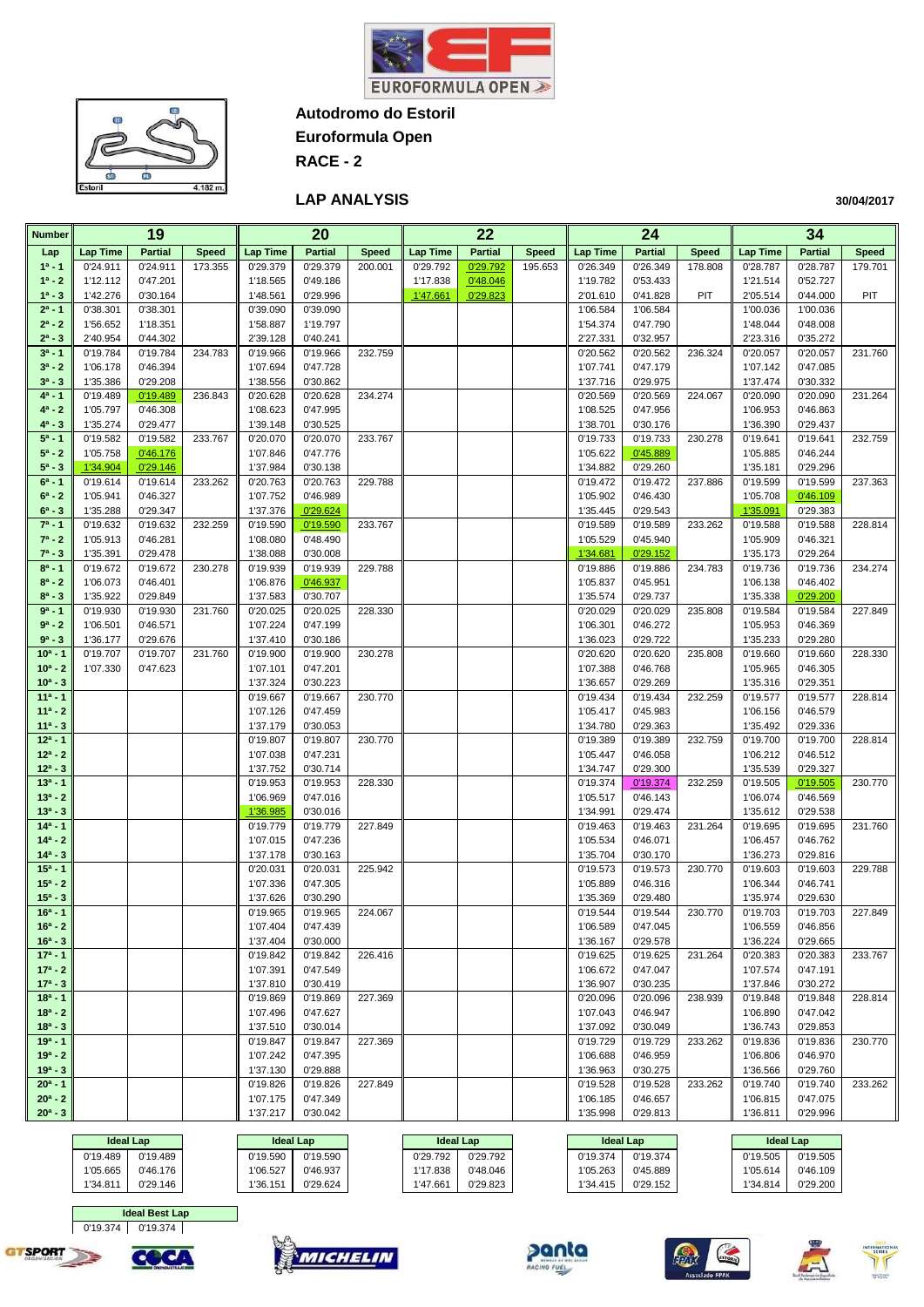# Autodromo do Estoril

## Euroformula Open

## RACE - 2

### LAP ANALYSIS

30/04/2017

| Number | 19 | | | 20 | | | 22 | | | 24 | | | 34 | | |
|---|---|---|---|---|---|---|---|---|---|---|---|---|---|---|---|
| Lap | Lap Time | Partial | Speed | Lap Time | Partial | Speed | Lap Time | Partial | Speed | Lap Time | Partial | Speed | Lap Time | Partial | Speed |
| 1ª - 1 | 0'24.911 | 0'24.911 | 173.355 | 0'29.379 | 0'29.379 | 200.001 | 0'29.792 | 0'29.792 | 195.653 | 0'26.349 | 0'26.349 | 178.808 | 0'28.787 | 0'28.787 | 179.701 |
| 1ª - 2 | 1'12.112 | 0'47.201 | | 1'18.565 | 0'49.186 | | 1'17.838 | 0'48.046 | | 1'19.782 | 0'53.433 | | 1'21.514 | 0'52.727 | |
| 1ª - 3 | 1'42.276 | 0'30.164 | | 1'48.561 | 0'29.996 | | 1'47.661 | 0'29.823 | | 2'01.610 | 0'41.828 | PIT | 2'05.514 | 0'44.000 | PIT |
| 2ª - 1 | 0'38.301 | 0'38.301 | | 0'39.090 | 0'39.090 | | | | | 1'06.584 | 1'06.584 | | 1'00.036 | 1'00.036 | |
| 2ª - 2 | 1'56.652 | 1'18.351 | | 1'58.887 | 1'19.797 | | | | | 1'54.374 | 0'47.790 | | 1'48.044 | 0'48.008 | |
| 2ª - 3 | 2'40.954 | 0'44.302 | | 2'39.128 | 0'40.241 | | | | | 2'27.331 | 0'32.957 | | 2'23.316 | 0'35.272 | |
| 3ª - 1 | 0'19.784 | 0'19.784 | 234.783 | 0'19.966 | 0'19.966 | 232.759 | | | | 0'20.562 | 0'20.562 | 236.324 | 0'20.057 | 0'20.057 | 231.760 |
| 3ª - 2 | 1'06.178 | 0'46.394 | | 1'07.694 | 0'47.728 | | | | | 1'07.741 | 0'47.179 | | 1'07.142 | 0'47.085 | |
| 3ª - 3 | 1'35.386 | 0'29.208 | | 1'38.556 | 0'30.862 | | | | | 1'37.716 | 0'29.975 | | 1'37.474 | 0'30.332 | |
| 4ª - 1 | 0'19.489 | 0'19.489 | 236.843 | 0'20.628 | 0'20.628 | 234.274 | | | | 0'20.569 | 0'20.569 | 224.067 | 0'20.090 | 0'20.090 | 231.264 |
| 4ª - 2 | 1'05.797 | 0'46.308 | | 1'08.623 | 0'47.995 | | | | | 1'08.525 | 0'47.956 | | 1'06.953 | 0'46.863 | |
| 4ª - 3 | 1'35.274 | 0'29.477 | | 1'39.148 | 0'30.525 | | | | | 1'38.701 | 0'30.176 | | 1'36.390 | 0'29.437 | |
| 5ª - 1 | 0'19.582 | 0'19.582 | 233.767 | 0'20.070 | 0'20.070 | 233.767 | | | | 0'19.733 | 0'19.733 | 230.278 | 0'19.641 | 0'19.641 | 232.759 |
| 5ª - 2 | 1'05.758 | 0'46.176 | | 1'07.846 | 0'47.776 | | | | | 1'05.622 | 0'45.889 | | 1'05.885 | 0'46.244 | |
| 5ª - 3 | 1'34.904 | 0'29.146 | | 1'37.984 | 0'30.138 | | | | | 1'34.882 | 0'29.260 | | 1'35.181 | 0'29.296 | |
| 6ª - 1 | 0'19.614 | 0'19.614 | 233.262 | 0'20.763 | 0'20.763 | 229.788 | | | | 0'19.472 | 0'19.472 | 237.886 | 0'19.599 | 0'19.599 | 237.363 |
| 6ª - 2 | 1'05.941 | 0'46.327 | | 1'07.752 | 0'46.989 | | | | | 1'05.902 | 0'46.430 | | 1'05.708 | 0'46.109 | |
| 6ª - 3 | 1'35.288 | 0'29.347 | | 1'37.376 | 0'29.624 | | | | | 1'35.445 | 0'29.543 | | 1'35.091 | 0'29.383 | |
| 7ª - 1 | 0'19.632 | 0'19.632 | 232.259 | 0'19.590 | 0'19.590 | 233.767 | | | | 0'19.589 | 0'19.589 | 233.262 | 0'19.588 | 0'19.588 | 228.814 |
| 7ª - 2 | 1'05.913 | 0'46.281 | | 1'08.080 | 0'48.490 | | | | | 1'05.529 | 0'45.940 | | 1'05.909 | 0'46.321 | |
| 7ª - 3 | 1'35.391 | 0'29.478 | | 1'38.088 | 0'30.008 | | | | | 1'34.681 | 0'29.152 | | 1'35.173 | 0'29.264 | |
| 8ª - 1 | 0'19.672 | 0'19.672 | 230.278 | 0'19.939 | 0'19.939 | 229.788 | | | | 0'19.886 | 0'19.886 | 234.783 | 0'19.736 | 0'19.736 | 234.274 |
| 8ª - 2 | 1'06.073 | 0'46.401 | | 1'06.876 | 0'46.937 | | | | | 1'05.837 | 0'45.951 | | 1'06.138 | 0'46.402 | |
| 8ª - 3 | 1'35.922 | 0'29.849 | | 1'37.583 | 0'30.707 | | | | | 1'35.574 | 0'29.737 | | 1'35.338 | 0'29.200 | |
| 9ª - 1 | 0'19.930 | 0'19.930 | 231.760 | 0'20.025 | 0'20.025 | 228.330 | | | | 0'20.029 | 0'20.029 | 235.808 | 0'19.584 | 0'19.584 | 227.849 |
| 9ª - 2 | 1'06.501 | 0'46.571 | | 1'07.224 | 0'47.199 | | | | | 1'06.301 | 0'46.272 | | 1'05.953 | 0'46.369 | |
| 9ª - 3 | 1'36.177 | 0'29.676 | | 1'37.410 | 0'30.186 | | | | | 1'36.023 | 0'29.722 | | 1'35.233 | 0'29.280 | |
| 10ª - 1 | 0'19.707 | 0'19.707 | 231.760 | 0'19.900 | 0'19.900 | 230.278 | | | | 0'20.620 | 0'20.620 | 235.808 | 0'19.660 | 0'19.660 | 228.330 |
| 10ª - 2 | 1'07.330 | 0'47.623 | | 1'07.101 | 0'47.201 | | | | | 1'07.388 | 0'46.768 | | 1'05.965 | 0'46.305 | |
| 10ª - 3 | | | | 1'37.324 | 0'30.223 | | | | | 1'36.657 | 0'29.269 | | 1'35.316 | 0'29.351 | |
| 11ª - 1 | | | | 0'19.667 | 0'19.667 | 230.770 | | | | 0'19.434 | 0'19.434 | 232.259 | 0'19.577 | 0'19.577 | 228.814 |
| 11ª - 2 | | | | 1'07.126 | 0'47.459 | | | | | 1'05.417 | 0'45.983 | | 1'06.156 | 0'46.579 | |
| 11ª - 3 | | | | 1'37.179 | 0'30.053 | | | | | 1'34.780 | 0'29.363 | | 1'35.492 | 0'29.336 | |
| 12ª - 1 | | | | 0'19.807 | 0'19.807 | 230.770 | | | | 0'19.389 | 0'19.389 | 232.759 | 0'19.700 | 0'19.700 | 228.814 |
| 12ª - 2 | | | | 1'07.038 | 0'47.231 | | | | | 1'05.447 | 0'46.058 | | 1'06.212 | 0'46.512 | |
| 12ª - 3 | | | | 1'37.752 | 0'30.714 | | | | | 1'34.747 | 0'29.300 | | 1'35.539 | 0'29.327 | |
| 13ª - 1 | | | | 0'19.953 | 0'19.953 | 228.330 | | | | 0'19.374 | 0'19.374 | 232.259 | 0'19.505 | 0'19.505 | 230.770 |
| 13ª - 2 | | | | 1'06.969 | 0'47.016 | | | | | 1'05.517 | 0'46.143 | | 1'06.074 | 0'46.569 | |
| 13ª - 3 | | | | 1'36.985 | 0'30.016 | | | | | 1'34.991 | 0'29.474 | | 1'35.612 | 0'29.538 | |
| 14ª - 1 | | | | 0'19.779 | 0'19.779 | 227.849 | | | | 0'19.463 | 0'19.463 | 231.264 | 0'19.695 | 0'19.695 | 231.760 |
| 14ª - 2 | | | | 1'07.015 | 0'47.236 | | | | | 1'05.534 | 0'46.071 | | 1'06.457 | 0'46.762 | |
| 14ª - 3 | | | | 1'37.178 | 0'30.163 | | | | | 1'35.704 | 0'30.170 | | 1'36.273 | 0'29.816 | |
| 15ª - 1 | | | | 0'20.031 | 0'20.031 | 225.942 | | | | 0'19.573 | 0'19.573 | 230.770 | 0'19.603 | 0'19.603 | 229.788 |
| 15ª - 2 | | | | 1'07.336 | 0'47.305 | | | | | 1'05.889 | 0'46.316 | | 1'06.344 | 0'46.741 | |
| 15ª - 3 | | | | 1'37.626 | 0'30.290 | | | | | 1'35.369 | 0'29.480 | | 1'35.974 | 0'29.630 | |
| 16ª - 1 | | | | 0'19.965 | 0'19.965 | 224.067 | | | | 0'19.544 | 0'19.544 | 230.770 | 0'19.703 | 0'19.703 | 227.849 |
| 16ª - 2 | | | | 1'07.404 | 0'47.439 | | | | | 1'06.589 | 0'47.045 | | 1'06.559 | 0'46.856 | |
| 16ª - 3 | | | | 1'37.404 | 0'30.000 | | | | | 1'36.167 | 0'29.578 | | 1'36.224 | 0'29.665 | |
| 17ª - 1 | | | | 0'19.842 | 0'19.842 | 226.416 | | | | 0'19.625 | 0'19.625 | 231.264 | 0'20.383 | 0'20.383 | 233.767 |
| 17ª - 2 | | | | 1'07.391 | 0'47.549 | | | | | 1'06.672 | 0'47.047 | | 1'07.574 | 0'47.191 | |
| 17ª - 3 | | | | 1'37.810 | 0'30.419 | | | | | 1'36.907 | 0'30.235 | | 1'37.846 | 0'30.272 | |
| 18ª - 1 | | | | 0'19.869 | 0'19.869 | 227.369 | | | | 0'20.096 | 0'20.096 | 238.939 | 0'19.848 | 0'19.848 | 228.814 |
| 18ª - 2 | | | | 1'07.496 | 0'47.627 | | | | | 1'07.043 | 0'46.947 | | 1'06.890 | 0'47.042 | |
| 18ª - 3 | | | | 1'37.510 | 0'30.014 | | | | | 1'37.092 | 0'30.049 | | 1'36.743 | 0'29.853 | |
| 19ª - 1 | | | | 0'19.847 | 0'19.847 | 227.369 | | | | 0'19.729 | 0'19.729 | 233.262 | 0'19.836 | 0'19.836 | 230.770 |
| 19ª - 2 | | | | 1'07.242 | 0'47.395 | | | | | 1'06.688 | 0'46.959 | | 1'06.806 | 0'46.970 | |
| 19ª - 3 | | | | 1'37.130 | 0'29.888 | | | | | 1'36.963 | 0'30.275 | | 1'36.566 | 0'29.760 | |
| 20ª - 1 | | | | 0'19.826 | 0'19.826 | 227.849 | | | | 0'19.528 | 0'19.528 | 233.262 | 0'19.740 | 0'19.740 | 233.262 |
| 20ª - 2 | | | | 1'07.175 | 0'47.349 | | | | | 1'06.185 | 0'46.657 | | 1'06.815 | 0'47.075 | |
| 20ª - 3 | | | | 1'37.217 | 0'30.042 | | | | | 1'35.998 | 0'29.813 | | 1'36.811 | 0'29.996 | |

| Ideal Lap (19) | | Ideal Lap (20) | | Ideal Lap (22) | | Ideal Lap (24) | | Ideal Lap (34) | |
|---|---|---|---|---|---|---|---|---|---|
| 0'19.489 | 0'19.489 | 0'19.590 | 0'19.590 | 0'29.792 | 0'29.792 | 0'19.374 | 0'19.374 | 0'19.505 | 0'19.505 |
| 1'05.665 | 0'46.176 | 1'06.527 | 0'46.937 | 1'17.838 | 0'48.046 | 1'05.263 | 0'45.889 | 1'05.614 | 0'46.109 |
| 1'34.811 | 0'29.146 | 1'36.151 | 0'29.624 | 1'47.661 | 0'29.823 | 1'34.415 | 0'29.152 | 1'34.814 | 0'29.200 |

| Ideal Best Lap | |
|---|---|
| 0'19.374 | 0'19.374 |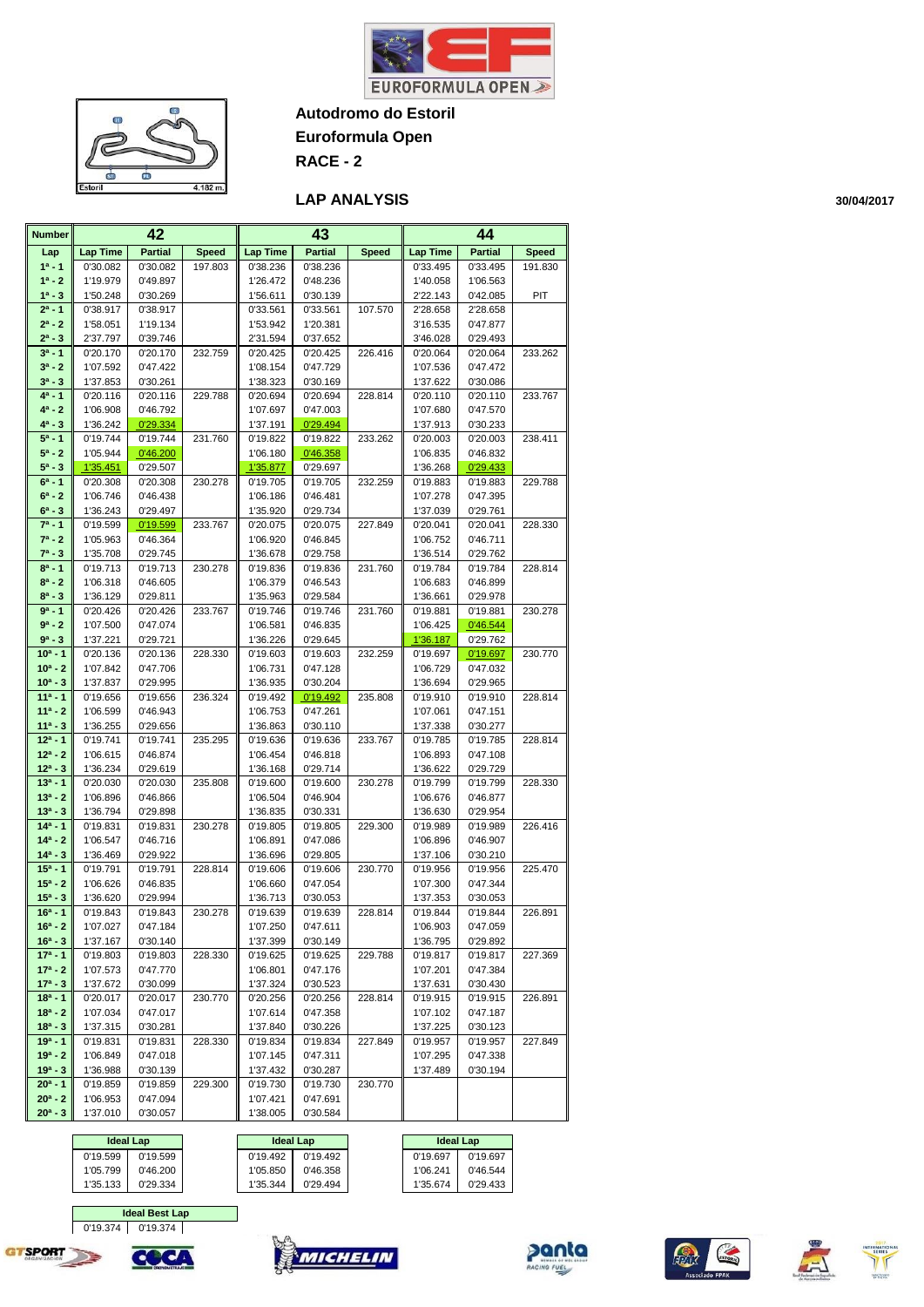# Autodromo do Estoril

## Euroformula Open

## RACE - 2

### LAP ANALYSIS

30/04/2017

| Number | 42 | | | 43 | | | 44 | | |
|---|---|---|---|---|---|---|---|---|---|
| Lap | Lap Time | Partial | Speed | Lap Time | Partial | Speed | Lap Time | Partial | Speed |
| 1ª - 1 | 0'30.082 | 0'30.082 | 197.803 | 0'38.236 | 0'38.236 | | 0'33.495 | 0'33.495 | 191.830 |
| 1ª - 2 | 1'19.979 | 0'49.897 | | 1'26.472 | 0'48.236 | | 1'40.058 | 1'06.563 | |
| 1ª - 3 | 1'50.248 | 0'30.269 | | 1'56.611 | 0'30.139 | | 2'22.143 | 0'42.085 | PIT |
| 2ª - 1 | 0'38.917 | 0'38.917 | | 0'33.561 | 0'33.561 | 107.570 | 2'28.658 | 2'28.658 | |
| 2ª - 2 | 1'58.051 | 1'19.134 | | 1'53.942 | 1'20.381 | | 3'16.535 | 0'47.877 | |
| 2ª - 3 | 2'37.797 | 0'39.746 | | 2'31.594 | 0'37.652 | | 3'46.028 | 0'29.493 | |
| 3ª - 1 | 0'20.170 | 0'20.170 | 232.759 | 0'20.425 | 0'20.425 | 226.416 | 0'20.064 | 0'20.064 | 233.262 |
| 3ª - 2 | 1'07.592 | 0'47.422 | | 1'08.154 | 0'47.729 | | 1'07.536 | 0'47.472 | |
| 3ª - 3 | 1'37.853 | 0'30.261 | | 1'38.323 | 0'30.169 | | 1'37.622 | 0'30.086 | |
| 4ª - 1 | 0'20.116 | 0'20.116 | 229.788 | 0'20.694 | 0'20.694 | 228.814 | 0'20.110 | 0'20.110 | 233.767 |
| 4ª - 2 | 1'06.908 | 0'46.792 | | 1'07.697 | 0'47.003 | | 1'07.680 | 0'47.570 | |
| 4ª - 3 | 1'36.242 | 0'29.334 | | 1'37.191 | 0'29.494 | | 1'37.913 | 0'30.233 | |
| 5ª - 1 | 0'19.744 | 0'19.744 | 231.760 | 0'19.822 | 0'19.822 | 233.262 | 0'20.003 | 0'20.003 | 238.411 |
| 5ª - 2 | 1'05.944 | 0'46.200 | | 1'06.180 | 0'46.358 | | 1'06.835 | 0'46.832 | |
| 5ª - 3 | 1'35.451 | 0'29.507 | | 1'35.877 | 0'29.697 | | 1'36.268 | 0'29.433 | |
| 6ª - 1 | 0'20.308 | 0'20.308 | 230.278 | 0'19.705 | 0'19.705 | 232.259 | 0'19.883 | 0'19.883 | 229.788 |
| 6ª - 2 | 1'06.746 | 0'46.438 | | 1'06.186 | 0'46.481 | | 1'07.278 | 0'47.395 | |
| 6ª - 3 | 1'36.243 | 0'29.497 | | 1'35.920 | 0'29.734 | | 1'37.039 | 0'29.761 | |
| 7ª - 1 | 0'19.599 | 0'19.599 | 233.767 | 0'20.075 | 0'20.075 | 227.849 | 0'20.041 | 0'20.041 | 228.330 |
| 7ª - 2 | 1'05.963 | 0'46.364 | | 1'06.920 | 0'46.845 | | 1'06.752 | 0'46.711 | |
| 7ª - 3 | 1'35.708 | 0'29.745 | | 1'36.678 | 0'29.758 | | 1'36.514 | 0'29.762 | |
| 8ª - 1 | 0'19.713 | 0'19.713 | 230.278 | 0'19.836 | 0'19.836 | 231.760 | 0'19.784 | 0'19.784 | 228.814 |
| 8ª - 2 | 1'06.318 | 0'46.605 | | 1'06.379 | 0'46.543 | | 1'06.683 | 0'46.899 | |
| 8ª - 3 | 1'36.129 | 0'29.811 | | 1'35.963 | 0'29.584 | | 1'36.661 | 0'29.978 | |
| 9ª - 1 | 0'20.426 | 0'20.426 | 233.767 | 0'19.746 | 0'19.746 | 231.760 | 0'19.881 | 0'19.881 | 230.278 |
| 9ª - 2 | 1'07.500 | 0'47.074 | | 1'06.581 | 0'46.835 | | 1'06.425 | 0'46.544 | |
| 9ª - 3 | 1'37.221 | 0'29.721 | | 1'36.226 | 0'29.645 | | 1'36.187 | 0'29.762 | |
| 10ª - 1 | 0'20.136 | 0'20.136 | 228.330 | 0'19.603 | 0'19.603 | 232.259 | 0'19.697 | 0'19.697 | 230.770 |
| 10ª - 2 | 1'07.842 | 0'47.706 | | 1'06.731 | 0'47.128 | | 1'06.729 | 0'47.032 | |
| 10ª - 3 | 1'37.837 | 0'29.995 | | 1'36.935 | 0'30.204 | | 1'36.694 | 0'29.965 | |
| 11ª - 1 | 0'19.656 | 0'19.656 | 236.324 | 0'19.492 | 0'19.492 | 235.808 | 0'19.910 | 0'19.910 | 228.814 |
| 11ª - 2 | 1'06.599 | 0'46.943 | | 1'06.753 | 0'47.261 | | 1'07.061 | 0'47.151 | |
| 11ª - 3 | 1'36.255 | 0'29.656 | | 1'36.863 | 0'30.110 | | 1'37.338 | 0'30.277 | |
| 12ª - 1 | 0'19.741 | 0'19.741 | 235.295 | 0'19.636 | 0'19.636 | 233.767 | 0'19.785 | 0'19.785 | 228.814 |
| 12ª - 2 | 1'06.615 | 0'46.874 | | 1'06.454 | 0'46.818 | | 1'06.893 | 0'47.108 | |
| 12ª - 3 | 1'36.234 | 0'29.619 | | 1'36.168 | 0'29.714 | | 1'36.622 | 0'29.729 | |
| 13ª - 1 | 0'20.030 | 0'20.030 | 235.808 | 0'19.600 | 0'19.600 | 230.278 | 0'19.799 | 0'19.799 | 228.330 |
| 13ª - 2 | 1'06.896 | 0'46.866 | | 1'06.504 | 0'46.904 | | 1'06.676 | 0'46.877 | |
| 13ª - 3 | 1'36.794 | 0'29.898 | | 1'36.835 | 0'30.331 | | 1'36.630 | 0'29.954 | |
| 14ª - 1 | 0'19.831 | 0'19.831 | 230.278 | 0'19.805 | 0'19.805 | 229.300 | 0'19.989 | 0'19.989 | 226.416 |
| 14ª - 2 | 1'06.547 | 0'46.716 | | 1'06.891 | 0'47.086 | | 1'06.896 | 0'46.907 | |
| 14ª - 3 | 1'36.469 | 0'29.922 | | 1'36.696 | 0'29.805 | | 1'37.106 | 0'30.210 | |
| 15ª - 1 | 0'19.791 | 0'19.791 | 228.814 | 0'19.606 | 0'19.606 | 230.770 | 0'19.956 | 0'19.956 | 225.470 |
| 15ª - 2 | 1'06.626 | 0'46.835 | | 1'06.660 | 0'47.054 | | 1'07.300 | 0'47.344 | |
| 15ª - 3 | 1'36.620 | 0'29.994 | | 1'36.713 | 0'30.053 | | 1'37.353 | 0'30.053 | |
| 16ª - 1 | 0'19.843 | 0'19.843 | 230.278 | 0'19.639 | 0'19.639 | 228.814 | 0'19.844 | 0'19.844 | 226.891 |
| 16ª - 2 | 1'07.027 | 0'47.184 | | 1'07.250 | 0'47.611 | | 1'06.903 | 0'47.059 | |
| 16ª - 3 | 1'37.167 | 0'30.140 | | 1'37.399 | 0'30.149 | | 1'36.795 | 0'29.892 | |
| 17ª - 1 | 0'19.803 | 0'19.803 | 228.330 | 0'19.625 | 0'19.625 | 229.788 | 0'19.817 | 0'19.817 | 227.369 |
| 17ª - 2 | 1'07.573 | 0'47.770 | | 1'06.801 | 0'47.176 | | 1'07.201 | 0'47.384 | |
| 17ª - 3 | 1'37.672 | 0'30.099 | | 1'37.324 | 0'30.523 | | 1'37.631 | 0'30.430 | |
| 18ª - 1 | 0'20.017 | 0'20.017 | 230.770 | 0'20.256 | 0'20.256 | 228.814 | 0'19.915 | 0'19.915 | 226.891 |
| 18ª - 2 | 1'07.034 | 0'47.017 | | 1'07.614 | 0'47.358 | | 1'07.102 | 0'47.187 | |
| 18ª - 3 | 1'37.315 | 0'30.281 | | 1'37.840 | 0'30.226 | | 1'37.225 | 0'30.123 | |
| 19ª - 1 | 0'19.831 | 0'19.831 | 228.330 | 0'19.834 | 0'19.834 | 227.849 | 0'19.957 | 0'19.957 | 227.849 |
| 19ª - 2 | 1'06.849 | 0'47.018 | | 1'07.145 | 0'47.311 | | 1'07.295 | 0'47.338 | |
| 19ª - 3 | 1'36.988 | 0'30.139 | | 1'37.432 | 0'30.287 | | 1'37.489 | 0'30.194 | |
| 20ª - 1 | 0'19.859 | 0'19.859 | 229.300 | 0'19.730 | 0'19.730 | 230.770 | | | |
| 20ª - 2 | 1'06.953 | 0'47.094 | | 1'07.421 | 0'47.691 | | | | |
| 20ª - 3 | 1'37.010 | 0'30.057 | | 1'38.005 | 0'30.584 | | | | |

| Ideal Lap (42) | |
|---|---|
| 0'19.599 | 0'19.599 |
| 1'05.799 | 0'46.200 |
| 1'35.133 | 0'29.334 |

| Ideal Lap (43) | |
|---|---|
| 0'19.492 | 0'19.492 |
| 1'05.850 | 0'46.358 |
| 1'35.344 | 0'29.494 |

| Ideal Lap (44) | |
|---|---|
| 0'19.697 | 0'19.697 |
| 1'06.241 | 0'46.544 |
| 1'35.674 | 0'29.433 |

| Ideal Best Lap | |
|---|---|
| 0'19.374 | 0'19.374 |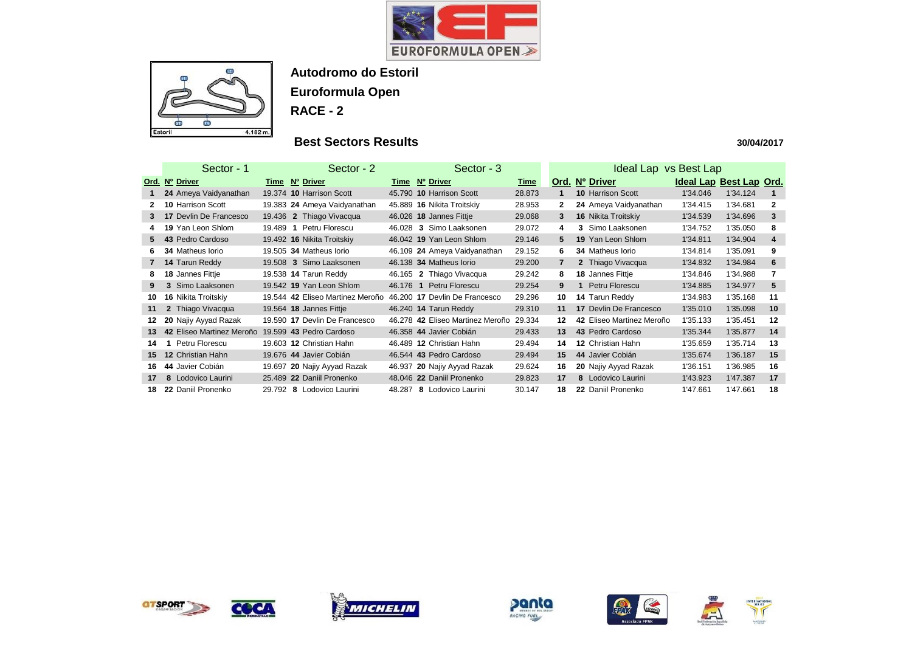**Autodromo do Estoril**

**Euroformula Open**

**RACE - 2**

## Best Sectors Results

30/04/2017

| Sector - 1 | | | | Sector - 2 | | | Sector - 3 | | |
|---|---|---|---|---|---|---|---|---|---|
| Ord. | Nº | Driver | Time | Nº | Driver | Time | Nº | Driver | Time |
| 1 | 24 | Ameya Vaidyanathan | 19.374 | 10 | Harrison Scott | 45.790 | 10 | Harrison Scott | 28.873 |
| 2 | 10 | Harrison Scott | 19.383 | 24 | Ameya Vaidyanathan | 45.889 | 16 | Nikita Troitskiy | 28.953 |
| 3 | 17 | Devlin De Francesco | 19.436 | 2 | Thiago Vivacqua | 46.026 | 18 | Jannes Fittje | 29.068 |
| 4 | 19 | Yan Leon Shlom | 19.489 | 1 | Petru Florescu | 46.028 | 3 | Simo Laaksonen | 29.072 |
| 5 | 43 | Pedro Cardoso | 19.492 | 16 | Nikita Troitskiy | 46.042 | 19 | Yan Leon Shlom | 29.146 |
| 6 | 34 | Matheus Iorio | 19.505 | 34 | Matheus Iorio | 46.109 | 24 | Ameya Vaidyanathan | 29.152 |
| 7 | 14 | Tarun Reddy | 19.508 | 3 | Simo Laaksonen | 46.138 | 34 | Matheus Iorio | 29.200 |
| 8 | 18 | Jannes Fittje | 19.538 | 14 | Tarun Reddy | 46.165 | 2 | Thiago Vivacqua | 29.242 |
| 9 | 3 | Simo Laaksonen | 19.542 | 19 | Yan Leon Shlom | 46.176 | 1 | Petru Florescu | 29.254 |
| 10 | 16 | Nikita Troitskiy | 19.544 | 42 | Eliseo Martinez Meroño | 46.200 | 17 | Devlin De Francesco | 29.296 |
| 11 | 2 | Thiago Vivacqua | 19.564 | 18 | Jannes Fittje | 46.240 | 14 | Tarun Reddy | 29.310 |
| 12 | 20 | Najiy Ayyad Razak | 19.590 | 17 | Devlin De Francesco | 46.278 | 42 | Eliseo Martinez Meroño | 29.334 |
| 13 | 42 | Eliseo Martinez Meroño | 19.599 | 43 | Pedro Cardoso | 46.358 | 44 | Javier Cobián | 29.433 |
| 14 | 1 | Petru Florescu | 19.603 | 12 | Christian Hahn | 46.489 | 12 | Christian Hahn | 29.494 |
| 15 | 12 | Christian Hahn | 19.676 | 44 | Javier Cobián | 46.544 | 43 | Pedro Cardoso | 29.494 |
| 16 | 44 | Javier Cobián | 19.697 | 20 | Najiy Ayyad Razak | 46.937 | 20 | Najiy Ayyad Razak | 29.624 |
| 17 | 8 | Lodovico Laurini | 25.489 | 22 | Daniil Pronenko | 48.046 | 22 | Daniil Pronenko | 29.823 |
| 18 | 22 | Daniil Pronenko | 29.792 | 8 | Lodovico Laurini | 48.287 | 8 | Lodovico Laurini | 30.147 |

| Ideal Lap vs Best Lap | | | | | |
|---|---|---|---|---|---|
| Ord. | Nº | Driver | Ideal Lap | Best Lap | Ord. |
| 1 | 10 | Harrison Scott | 1'34.046 | 1'34.124 | 1 |
| 2 | 24 | Ameya Vaidyanathan | 1'34.415 | 1'34.681 | 2 |
| 3 | 16 | Nikita Troitskiy | 1'34.539 | 1'34.696 | 3 |
| 4 | 3 | Simo Laaksonen | 1'34.752 | 1'35.050 | 8 |
| 5 | 19 | Yan Leon Shlom | 1'34.811 | 1'34.904 | 4 |
| 6 | 34 | Matheus Iorio | 1'34.814 | 1'35.091 | 9 |
| 7 | 2 | Thiago Vivacqua | 1'34.832 | 1'34.984 | 6 |
| 8 | 18 | Jannes Fittje | 1'34.846 | 1'34.988 | 7 |
| 9 | 1 | Petru Florescu | 1'34.885 | 1'34.977 | 5 |
| 10 | 14 | Tarun Reddy | 1'34.983 | 1'35.168 | 11 |
| 11 | 17 | Devlin De Francesco | 1'35.010 | 1'35.098 | 10 |
| 12 | 42 | Eliseo Martinez Meroño | 1'35.133 | 1'35.451 | 12 |
| 13 | 43 | Pedro Cardoso | 1'35.344 | 1'35.877 | 14 |
| 14 | 12 | Christian Hahn | 1'35.659 | 1'35.714 | 13 |
| 15 | 44 | Javier Cobián | 1'35.674 | 1'36.187 | 15 |
| 16 | 20 | Najiy Ayyad Razak | 1'36.151 | 1'36.985 | 16 |
| 17 | 8 | Lodovico Laurini | 1'43.923 | 1'47.387 | 17 |
| 18 | 22 | Daniil Pronenko | 1'47.661 | 1'47.661 | 18 |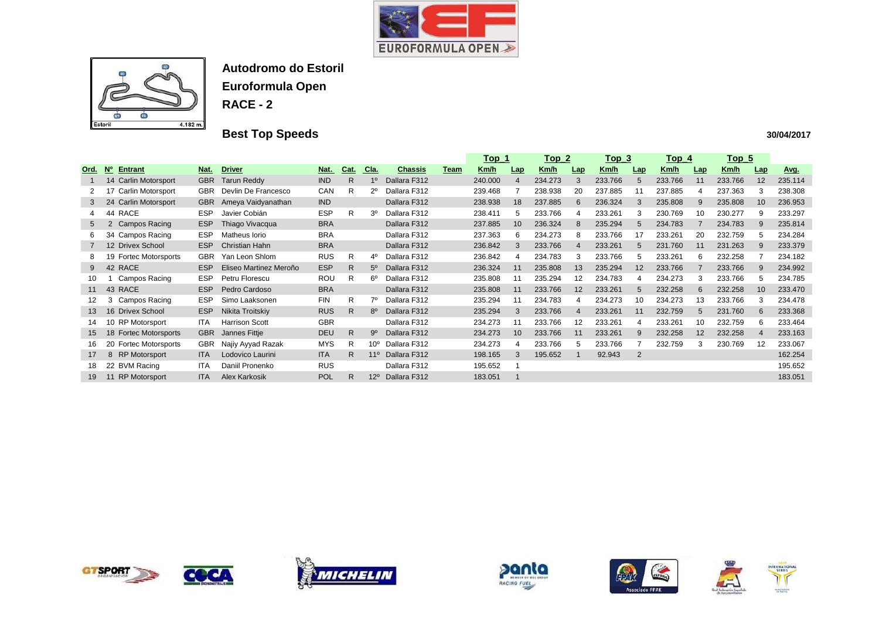# Autodromo do Estoril

## Euroformula Open

## RACE - 2

## Best Top Speeds

30/04/2017

| Ord. | Nº | Entrant | Nat. | Driver | Nat. | Cat. | Cla. | Chassis | Team | Top 1 Km/h | Lap | Top 2 Km/h | Lap | Top 3 Km/h | Lap | Top 4 Km/h | Lap | Top 5 Km/h | Lap | Avg. |
|---|---|---|---|---|---|---|---|---|---|---|---|---|---|---|---|---|---|---|---|---|
| 1 | 14 | Carlin Motorsport | GBR | Tarun Reddy | IND | R | 1º | Dallara F312 | | 240.000 | 4 | 234.273 | 3 | 233.766 | 5 | 233.766 | 11 | 233.766 | 12 | 235.114 |
| 2 | 17 | Carlin Motorsport | GBR | Devlin De Francesco | CAN | R | 2º | Dallara F312 | | 239.468 | 7 | 238.938 | 20 | 237.885 | 11 | 237.885 | 4 | 237.363 | 3 | 238.308 |
| 3 | 24 | Carlin Motorsport | GBR | Ameya Vaidyanathan | IND | | | Dallara F312 | | 238.938 | 18 | 237.885 | 6 | 236.324 | 3 | 235.808 | 9 | 235.808 | 10 | 236.953 |
| 4 | 44 | RACE | ESP | Javier Cobián | ESP | R | 3º | Dallara F312 | | 238.411 | 5 | 233.766 | 4 | 233.261 | 3 | 230.769 | 10 | 230.277 | 9 | 233.297 |
| 5 | 2 | Campos Racing | ESP | Thiago Vivacqua | BRA | | | Dallara F312 | | 237.885 | 10 | 236.324 | 8 | 235.294 | 5 | 234.783 | 7 | 234.783 | 9 | 235.814 |
| 6 | 34 | Campos Racing | ESP | Matheus Iorio | BRA | | | Dallara F312 | | 237.363 | 6 | 234.273 | 8 | 233.766 | 17 | 233.261 | 20 | 232.759 | 5 | 234.284 |
| 7 | 12 | Drivex School | ESP | Christian Hahn | BRA | | | Dallara F312 | | 236.842 | 3 | 233.766 | 4 | 233.261 | 5 | 231.760 | 11 | 231.263 | 9 | 233.379 |
| 8 | 19 | Fortec Motorsports | GBR | Yan Leon Shlom | RUS | R | 4º | Dallara F312 | | 236.842 | 4 | 234.783 | 3 | 233.766 | 5 | 233.261 | 6 | 232.258 | 7 | 234.182 |
| 9 | 42 | RACE | ESP | Eliseo Martinez Meroño | ESP | R | 5º | Dallara F312 | | 236.324 | 11 | 235.808 | 13 | 235.294 | 12 | 233.766 | 7 | 233.766 | 9 | 234.992 |
| 10 | 1 | Campos Racing | ESP | Petru Florescu | ROU | R | 6º | Dallara F312 | | 235.808 | 11 | 235.294 | 12 | 234.783 | 4 | 234.273 | 3 | 233.766 | 5 | 234.785 |
| 11 | 43 | RACE | ESP | Pedro Cardoso | BRA | | | Dallara F312 | | 235.808 | 11 | 233.766 | 12 | 233.261 | 5 | 232.258 | 6 | 232.258 | 10 | 233.470 |
| 12 | 3 | Campos Racing | ESP | Simo Laaksonen | FIN | R | 7º | Dallara F312 | | 235.294 | 11 | 234.783 | 4 | 234.273 | 10 | 234.273 | 13 | 233.766 | 3 | 234.478 |
| 13 | 16 | Drivex School | ESP | Nikita Troitskiy | RUS | R | 8º | Dallara F312 | | 235.294 | 3 | 233.766 | 4 | 233.261 | 11 | 232.759 | 5 | 231.760 | 6 | 233.368 |
| 14 | 10 | RP Motorsport | ITA | Harrison Scott | GBR | | | Dallara F312 | | 234.273 | 11 | 233.766 | 12 | 233.261 | 4 | 233.261 | 10 | 232.759 | 6 | 233.464 |
| 15 | 18 | Fortec Motorsports | GBR | Jannes Fittje | DEU | R | 9º | Dallara F312 | | 234.273 | 10 | 233.766 | 11 | 233.261 | 9 | 232.258 | 12 | 232.258 | 4 | 233.163 |
| 16 | 20 | Fortec Motorsports | GBR | Najiy Ayyad Razak | MYS | R | 10º | Dallara F312 | | 234.273 | 4 | 233.766 | 5 | 233.766 | 7 | 232.759 | 3 | 230.769 | 12 | 233.067 |
| 17 | 8 | RP Motorsport | ITA | Lodovico Laurini | ITA | R | 11º | Dallara F312 | | 198.165 | 3 | 195.652 | 1 | 92.943 | 2 | | | | | 162.254 |
| 18 | 22 | BVM Racing | ITA | Daniil Pronenko | RUS | | | Dallara F312 | | 195.652 | 1 | | | | | | | | | 195.652 |
| 19 | 11 | RP Motorsport | ITA | Alex Karkosik | POL | R | 12º | Dallara F312 | | 183.051 | 1 | | | | | | | | | 183.051 |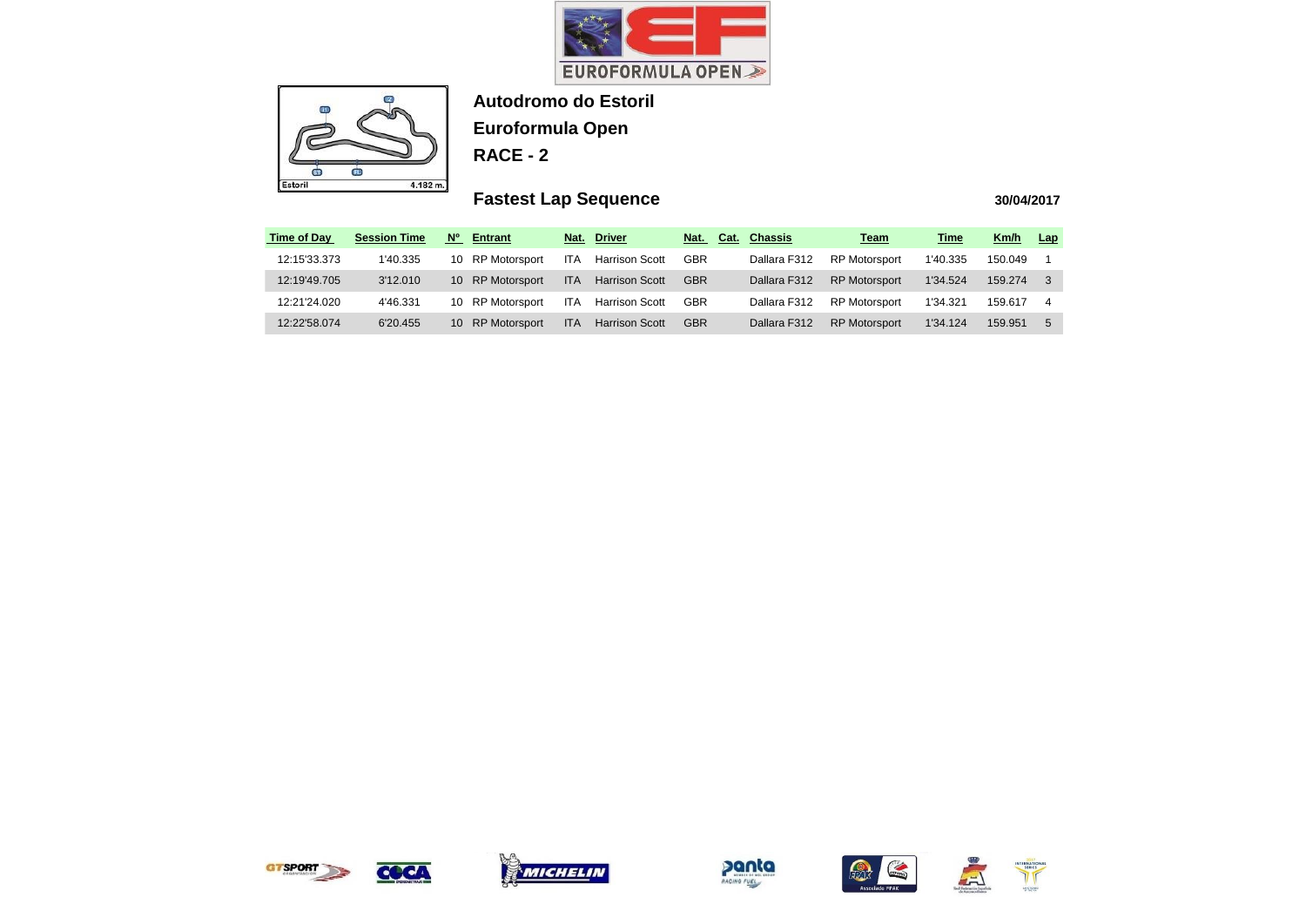# Autodromo do Estoril

## Euroformula Open

## RACE - 2

### Fastest Lap Sequence

30/04/2017

| Time of Day | Session Time | Nº | Entrant | Nat. | Driver | Nat. | Cat. | Chassis | Team | Time | Km/h | Lap |
|---|---|---|---|---|---|---|---|---|---|---|---|---|
| 12:15'33.373 | 1'40.335 | 10 | RP Motorsport | ITA | Harrison Scott | GBR | | Dallara F312 | RP Motorsport | 1'40.335 | 150.049 | 1 |
| 12:19'49.705 | 3'12.010 | 10 | RP Motorsport | ITA | Harrison Scott | GBR | | Dallara F312 | RP Motorsport | 1'34.524 | 159.274 | 3 |
| 12:21'24.020 | 4'46.331 | 10 | RP Motorsport | ITA | Harrison Scott | GBR | | Dallara F312 | RP Motorsport | 1'34.321 | 159.617 | 4 |
| 12:22'58.074 | 6'20.455 | 10 | RP Motorsport | ITA | Harrison Scott | GBR | | Dallara F312 | RP Motorsport | 1'34.124 | 159.951 | 5 |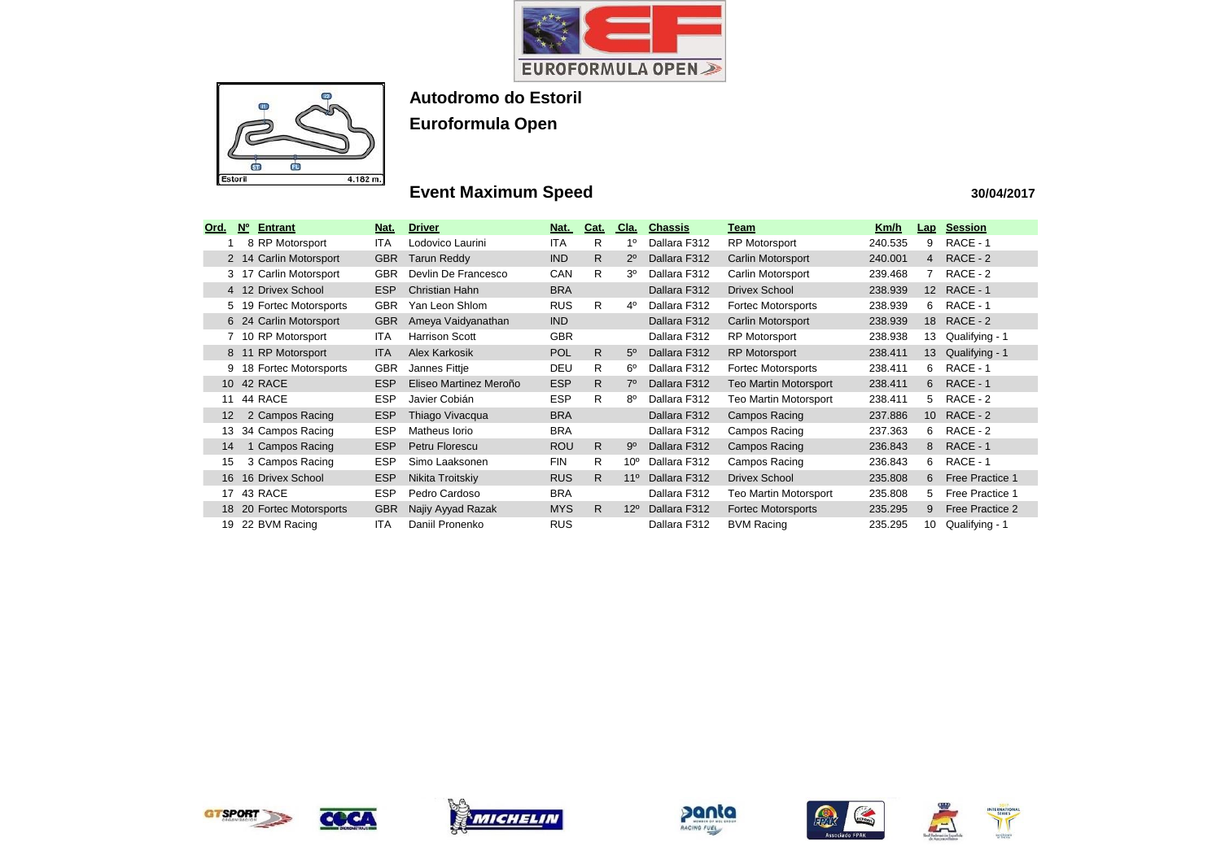## Autodromo do Estoril

## Euroformula Open

### Event Maximum Speed

30/04/2017

| Ord. | Nº | Entrant | Nat. | Driver | Nat. | Cat. | Cla. | Chassis | Team | Km/h | Lap | Session |
|---|---|---|---|---|---|---|---|---|---|---|---|---|
| 1 | 8 | RP Motorsport | ITA | Lodovico Laurini | ITA | R | 1º | Dallara F312 | RP Motorsport | 240.535 | 9 | RACE - 1 |
| 2 | 14 | Carlin Motorsport | GBR | Tarun Reddy | IND | R | 2º | Dallara F312 | Carlin Motorsport | 240.001 | 4 | RACE - 2 |
| 3 | 17 | Carlin Motorsport | GBR | Devlin De Francesco | CAN | R | 3º | Dallara F312 | Carlin Motorsport | 239.468 | 7 | RACE - 2 |
| 4 | 12 | Drivex School | ESP | Christian Hahn | BRA | | | Dallara F312 | Drivex School | 238.939 | 12 | RACE - 1 |
| 5 | 19 | Fortec Motorsports | GBR | Yan Leon Shlom | RUS | R | 4º | Dallara F312 | Fortec Motorsports | 238.939 | 6 | RACE - 1 |
| 6 | 24 | Carlin Motorsport | GBR | Ameya Vaidyanathan | IND | | | Dallara F312 | Carlin Motorsport | 238.939 | 18 | RACE - 2 |
| 7 | 10 | RP Motorsport | ITA | Harrison Scott | GBR | | | Dallara F312 | RP Motorsport | 238.938 | 13 | Qualifying - 1 |
| 8 | 11 | RP Motorsport | ITA | Alex Karkosik | POL | R | 5º | Dallara F312 | RP Motorsport | 238.411 | 13 | Qualifying - 1 |
| 9 | 18 | Fortec Motorsports | GBR | Jannes Fittje | DEU | R | 6º | Dallara F312 | Fortec Motorsports | 238.411 | 6 | RACE - 1 |
| 10 | 42 | RACE | ESP | Eliseo Martinez Meroño | ESP | R | 7º | Dallara F312 | Teo Martin Motorsport | 238.411 | 6 | RACE - 1 |
| 11 | 44 | RACE | ESP | Javier Cobián | ESP | R | 8º | Dallara F312 | Teo Martin Motorsport | 238.411 | 5 | RACE - 2 |
| 12 | 2 | Campos Racing | ESP | Thiago Vivacqua | BRA | | | Dallara F312 | Campos Racing | 237.886 | 10 | RACE - 2 |
| 13 | 34 | Campos Racing | ESP | Matheus Iorio | BRA | | | Dallara F312 | Campos Racing | 237.363 | 6 | RACE - 2 |
| 14 | 1 | Campos Racing | ESP | Petru Florescu | ROU | R | 9º | Dallara F312 | Campos Racing | 236.843 | 8 | RACE - 1 |
| 15 | 3 | Campos Racing | ESP | Simo Laaksonen | FIN | R | 10º | Dallara F312 | Campos Racing | 236.843 | 6 | RACE - 1 |
| 16 | 16 | Drivex School | ESP | Nikita Troitskiy | RUS | R | 11º | Dallara F312 | Drivex School | 235.808 | 6 | Free Practice 1 |
| 17 | 43 | RACE | ESP | Pedro Cardoso | BRA | | | Dallara F312 | Teo Martin Motorsport | 235.808 | 5 | Free Practice 1 |
| 18 | 20 | Fortec Motorsports | GBR | Najiy Ayyad Razak | MYS | R | 12º | Dallara F312 | Fortec Motorsports | 235.295 | 9 | Free Practice 2 |
| 19 | 22 | BVM Racing | ITA | Daniil Pronenko | RUS | | | Dallara F312 | BVM Racing | 235.295 | 10 | Qualifying - 1 |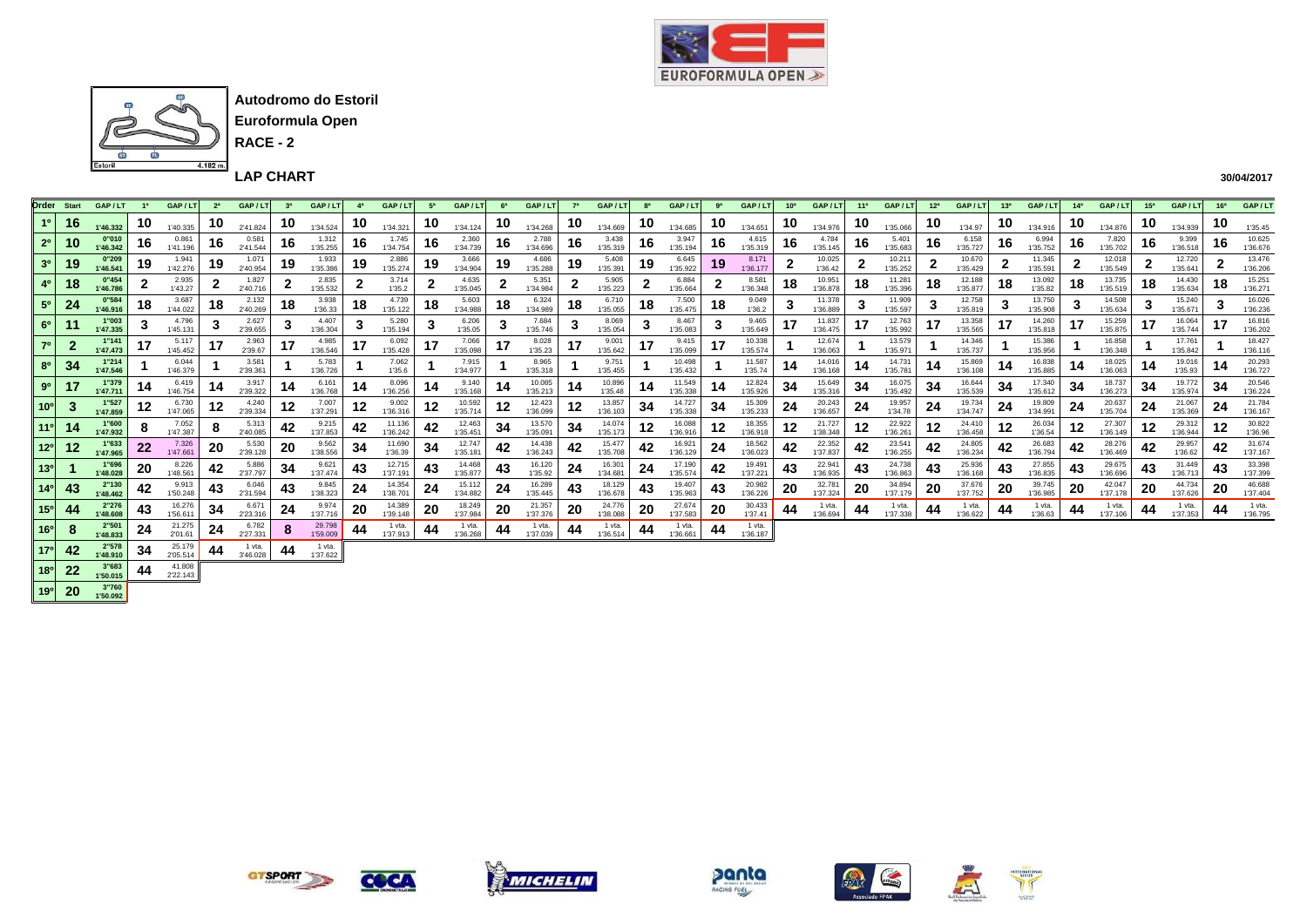**Autodromo do Estoril**

**Euroformula Open**

**RACE - 2**

4.182 m.

## LAP CHART

30/04/2017

| Order | Start | GAP / LT | 1ª | GAP / LT | 2ª | GAP / LT | 3ª | GAP / LT | 4ª | GAP / LT | 5ª | GAP / LT | 6ª | GAP / LT | 7ª | GAP / LT | 8ª | GAP / LT | 9ª | GAP / LT | 10ª | GAP / LT | 11ª | GAP / LT | 12ª | GAP / LT | 13ª | GAP / LT | 14ª | GAP / LT | 15ª | GAP / LT | 16ª | GAP / LT |
|---|---|---|---|---|---|---|---|---|---|---|---|---|---|---|---|---|---|---|---|---|---|---|---|---|---|---|---|---|---|---|---|---|---|---|
| 1º | 16 | 1'46.332 | 10 | 1'40.335 | 10 | 2'41.824 | 10 | 1'34.524 | 10 | 1'34.321 | 10 | 1'34.124 | 10 | 1'34.268 | 10 | 1'34.669 | 10 | 1'34.685 | 10 | 1'34.651 | 10 | 1'34.976 | 10 | 1'35.066 | 10 | 1'34.97 | 10 | 1'34.916 | 10 | 1'34.876 | 10 | 1'34.939 | 10 | 1'35.45 |
| 2º | 10 | 0"010 1'46.342 | 16 | 0.861 1'41.196 | 16 | 0.581 2'41.544 | 16 | 1.312 1'35.255 | 16 | 1.745 1'34.754 | 16 | 2.360 1'34.739 | 16 | 2.788 1'34.696 | 16 | 3.438 1'35.319 | 16 | 3.947 1'35.194 | 16 | 4.615 1'35.319 | 16 | 4.784 1'35.145 | 16 | 5.401 1'35.683 | 16 | 6.158 1'35.727 | 16 | 6.994 1'35.752 | 16 | 7.820 1'35.702 | 16 | 9.399 1'36.518 | 16 | 10.625 1'36.676 |
| 3º | 19 | 0"209 1'46.541 | 19 | 1.941 1'42.276 | 19 | 1.071 2'40.954 | 19 | 1.933 1'35.386 | 19 | 2.886 1'35.274 | 19 | 3.666 1'34.904 | 19 | 4.686 1'35.288 | 19 | 5.408 1'35.391 | 19 | 6.645 1'35.922 | 19 | 8.171 1'36.177 | 2 | 10.025 1'36.42 | 2 | 10.211 1'35.252 | 2 | 10.670 1'35.429 | 2 | 11.345 1'35.591 | 2 | 12.018 1'35.549 | 2 | 12.720 1'35.641 | 2 | 13.476 1'36.206 |
| 4º | 18 | 0"454 1'46.786 | 2 | 2.935 1'43.27 | 2 | 1.827 2'40.716 | 2 | 2.835 1'35.532 | 2 | 3.714 1'35.2 | 2 | 4.635 1'35.045 | 2 | 5.351 1'34.984 | 2 | 5.905 1'35.223 | 2 | 6.884 1'35.664 | 2 | 8.581 1'36.348 | 18 | 10.951 1'36.878 | 18 | 11.281 1'35.396 | 18 | 12.188 1'35.877 | 18 | 13.092 1'35.82 | 18 | 13.735 1'35.519 | 18 | 14.430 1'35.634 | 18 | 15.251 1'36.271 |
| 5º | 24 | 0"584 1'46.916 | 18 | 3.687 1'44.022 | 18 | 2.132 2'40.269 | 18 | 3.938 1'36.33 | 18 | 4.739 1'35.122 | 18 | 5.603 1'34.988 | 18 | 6.324 1'34.989 | 18 | 6.710 1'35.055 | 18 | 7.500 1'35.475 | 18 | 9.049 1'36.2 | 3 | 11.378 1'36.889 | 3 | 11.909 1'35.597 | 3 | 12.758 1'35.819 | 3 | 13.750 1'35.908 | 3 | 14.508 1'35.634 | 3 | 15.240 1'35.671 | 3 | 16.026 1'36.236 |
| 6º | 11 | 1"003 1'47.335 | 3 | 4.796 1'45.131 | 3 | 2.627 2'39.655 | 3 | 4.407 1'36.304 | 3 | 5.280 1'35.194 | 3 | 6.206 1'35.05 | 3 | 7.684 1'35.746 | 3 | 8.069 1'35.054 | 3 | 8.467 1'35.083 | 3 | 9.465 1'35.649 | 17 | 11.837 1'36.475 | 17 | 12.763 1'35.992 | 17 | 13.358 1'35.565 | 17 | 14.260 1'35.818 | 17 | 15.259 1'35.875 | 17 | 16.064 1'35.744 | 17 | 16.816 1'36.202 |
| 7º | 2 | 1"141 1'47.473 | 17 | 5.117 1'45.452 | 17 | 2.963 2'39.67 | 17 | 4.985 1'36.546 | 17 | 6.092 1'35.428 | 17 | 7.066 1'35.098 | 17 | 8.028 1'35.23 | 17 | 9.001 1'35.642 | 17 | 9.415 1'35.099 | 17 | 10.338 1'35.574 | 1 | 12.674 1'36.063 | 1 | 13.579 1'35.971 | 1 | 14.346 1'35.737 | 1 | 15.386 1'35.956 | 1 | 16.858 1'36.348 | 1 | 17.761 1'35.842 | 1 | 18.427 1'36.116 |
| 8º | 34 | 1"214 1'47.546 | 1 | 6.044 1'46.379 | 1 | 3.581 2'39.361 | 1 | 5.783 1'36.726 | 1 | 7.062 1'35.6 | 1 | 7.915 1'34.977 | 1 | 8.965 1'35.318 | 1 | 9.751 1'35.455 | 1 | 10.498 1'35.432 | 1 | 11.587 1'35.74 | 14 | 14.016 1'36.168 | 14 | 14.731 1'35.781 | 14 | 15.869 1'36.108 | 14 | 16.838 1'35.885 | 14 | 18.025 1'36.063 | 14 | 19.016 1'35.93 | 14 | 20.293 1'36.727 |
| 9º | 17 | 1"379 1'47.711 | 14 | 6.419 1'46.754 | 14 | 3.917 2'39.322 | 14 | 6.161 1'36.768 | 14 | 8.096 1'36.256 | 14 | 9.140 1'35.168 | 14 | 10.085 1'35.213 | 14 | 10.896 1'35.48 | 14 | 11.549 1'35.338 | 14 | 12.824 1'35.926 | 34 | 15.649 1'35.316 | 34 | 16.075 1'35.492 | 34 | 16.644 1'35.539 | 34 | 17.340 1'35.612 | 34 | 18.737 1'36.273 | 34 | 19.772 1'35.974 | 34 | 20.546 1'36.224 |
| 10º | 3 | 1"527 1'47.859 | 12 | 6.730 1'47.065 | 12 | 4.240 2'39.334 | 12 | 7.007 1'37.291 | 12 | 9.002 1'36.316 | 12 | 10.592 1'35.714 | 12 | 12.423 1'36.099 | 12 | 13.857 1'36.103 | 34 | 14.727 1'35.338 | 34 | 15.309 1'35.233 | 24 | 20.243 1'36.657 | 24 | 19.957 1'34.78 | 24 | 19.734 1'34.747 | 24 | 19.809 1'34.991 | 24 | 20.637 1'35.704 | 24 | 21.067 1'35.369 | 24 | 21.784 1'36.167 |
| 11º | 14 | 1"600 1'47.932 | 8 | 7.052 1'47.387 | 8 | 5.313 2'40.085 | 42 | 9.215 1'37.853 | 42 | 11.136 1'36.242 | 42 | 12.463 1'35.451 | 34 | 13.570 1'35.091 | 34 | 14.074 1'35.173 | 12 | 16.088 1'36.916 | 12 | 18.355 1'36.918 | 12 | 21.727 1'38.348 | 12 | 22.922 1'36.261 | 12 | 24.410 1'36.458 | 12 | 26.034 1'36.54 | 12 | 27.307 1'36.149 | 12 | 29.312 1'36.944 | 12 | 30.822 1'36.96 |
| 12º | 12 | 1"633 1'47.965 | 22 | 7.326 1'47.661 | 20 | 5.530 2'39.128 | 20 | 9.562 1'38.556 | 34 | 11.690 1'36.39 | 34 | 12.747 1'35.181 | 42 | 14.438 1'36.243 | 42 | 15.477 1'35.708 | 42 | 16.921 1'36.129 | 24 | 18.562 1'36.023 | 42 | 22.352 1'37.837 | 42 | 23.541 1'36.255 | 42 | 24.805 1'36.234 | 42 | 26.683 1'36.794 | 42 | 28.276 1'36.469 | 42 | 29.957 1'36.62 | 42 | 31.674 1'37.167 |
| 13º | 1 | 1"696 1'48.028 | 20 | 8.226 1'48.561 | 42 | 5.886 2'37.797 | 34 | 9.621 1'37.474 | 43 | 12.715 1'37.191 | 43 | 14.468 1'35.877 | 43 | 16.120 1'35.92 | 24 | 16.301 1'34.681 | 24 | 17.190 1'35.574 | 42 | 19.491 1'37.221 | 43 | 22.941 1'36.935 | 43 | 24.738 1'36.863 | 43 | 25.936 1'36.168 | 43 | 27.855 1'36.835 | 43 | 29.675 1'36.696 | 43 | 31.449 1'36.713 | 43 | 33.398 1'37.399 |
| 14º | 43 | 2"130 1'48.462 | 42 | 9.913 1'50.248 | 43 | 6.046 2'31.594 | 43 | 9.845 1'38.323 | 24 | 14.354 1'38.701 | 24 | 15.112 1'34.882 | 24 | 16.289 1'35.445 | 43 | 18.129 1'36.678 | 43 | 19.407 1'35.963 | 43 | 20.982 1'36.226 | 20 | 32.781 1'37.324 | 20 | 34.894 1'37.179 | 20 | 37.676 1'37.752 | 20 | 39.745 1'36.985 | 20 | 42.047 1'37.178 | 20 | 44.734 1'37.626 | 20 | 46.688 1'37.404 |
| 15º | 44 | 2"276 1'48.608 | 43 | 16.276 1'56.611 | 34 | 6.671 2'23.316 | 24 | 9.974 1'37.716 | 20 | 14.389 1'39.148 | 20 | 18.249 1'37.984 | 20 | 21.357 1'37.376 | 20 | 24.776 1'38.088 | 20 | 27.674 1'37.583 | 20 | 30.433 1'37.41 | 44 | 1 vta. 1'36.694 | 44 | 1 vta. 1'37.338 | 44 | 1 vta. 1'36.622 | 44 | 1 vta. 1'36.63 | 44 | 1 vta. 1'37.106 | 44 | 1 vta. 1'37.353 | 44 | 1 vta. 1'36.795 |
| 16º | 8 | 2"501 1'48.833 | 24 | 21.275 2'01.61 | 24 | 6.782 2'27.331 | 8 | 29.798 1'59.009 | 44 | 1 vta. 1'37.913 | 44 | 1 vta. 1'36.268 | 44 | 1 vta. 1'37.039 | 44 | 1 vta. 1'36.514 | 44 | 1 vta. 1'36.661 | 44 | 1 vta. 1'36.187 | | | | | | | | | | | | | | |
| 17º | 42 | 2"578 1'48.910 | 34 | 25.179 2'05.514 | 44 | 1 vta. 3'46.028 | 44 | 1 vta. 1'37.622 | | | | | | | | | | | | | | | | | | | | | | | | | | |
| 18º | 22 | 3"683 1'50.015 | 44 | 41.808 2'22.143 | | | | | | | | | | | | | | | | | | | | | | | | | | | | | | |
| 19º | 20 | 3"760 1'50.092 | | | | | | | | | | | | | | | | | | | | | | | | | | | | | | | | |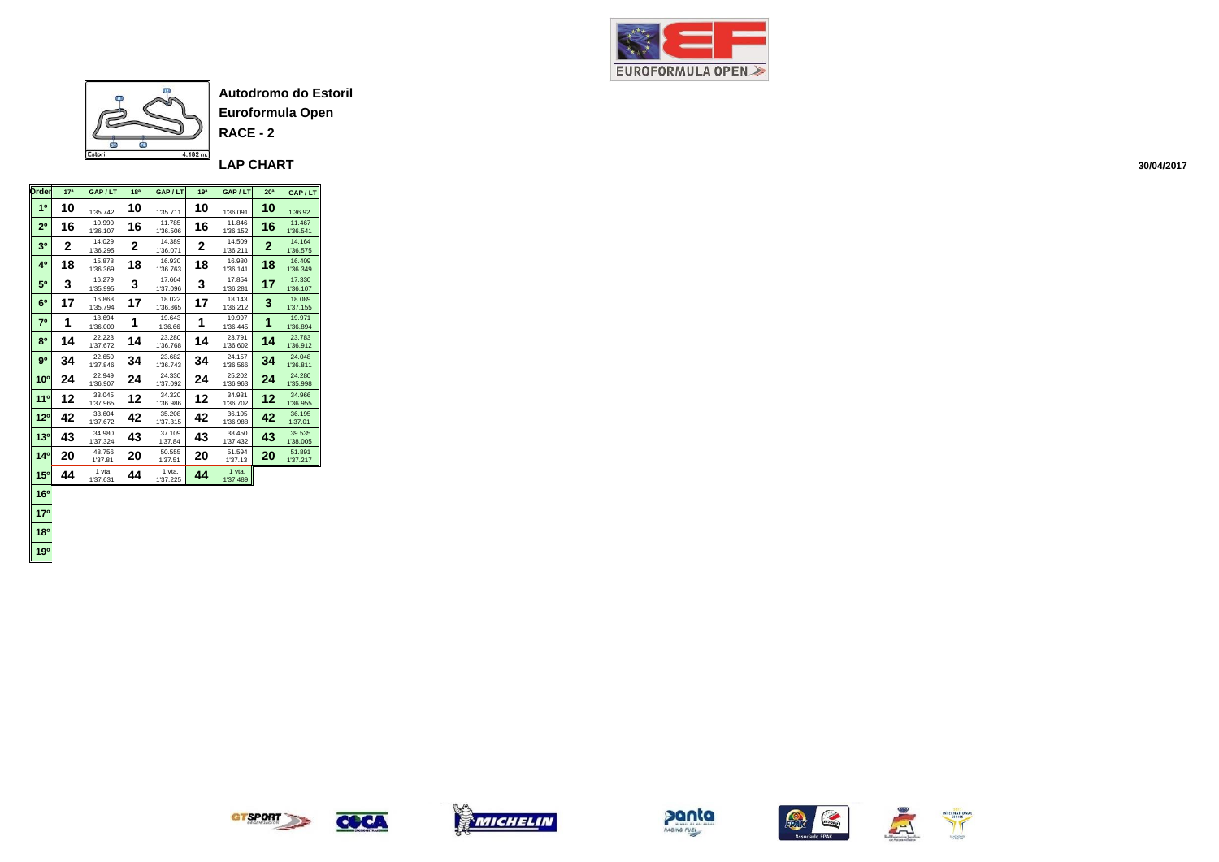**Autodromo do Estoril**

**Euroformula Open**

**RACE - 2**

**LAP CHART**

**30/04/2017**

| Order | 17ª | GAP / LT | 18ª | GAP / LT | 19ª | GAP / LT | 20ª | GAP / LT |
|---|---|---|---|---|---|---|---|---|
| 1º | 10 | 1'35.742 | 10 | 1'35.711 | 10 | 1'36.091 | 10 | 1'36.92 |
| 2º | 16 | 10.990 1'36.107 | 16 | 11.785 1'36.506 | 16 | 11.846 1'36.152 | 16 | 11.467 1'36.541 |
| 3º | 2 | 14.029 1'36.295 | 2 | 14.389 1'36.071 | 2 | 14.509 1'36.211 | 2 | 14.164 1'36.575 |
| 4º | 18 | 15.878 1'36.369 | 18 | 16.930 1'36.763 | 18 | 16.980 1'36.141 | 18 | 16.409 1'36.349 |
| 5º | 3 | 16.279 1'35.995 | 3 | 17.664 1'37.096 | 3 | 17.854 1'36.281 | 17 | 17.330 1'36.107 |
| 6º | 17 | 16.868 1'35.794 | 17 | 18.022 1'36.865 | 17 | 18.143 1'36.212 | 3 | 18.089 1'37.155 |
| 7º | 1 | 18.694 1'36.009 | 1 | 19.643 1'36.66 | 1 | 19.997 1'36.445 | 1 | 19.971 1'36.894 |
| 8º | 14 | 22.223 1'37.672 | 14 | 23.280 1'36.768 | 14 | 23.791 1'36.602 | 14 | 23.783 1'36.912 |
| 9º | 34 | 22.650 1'37.846 | 34 | 23.682 1'36.743 | 34 | 24.157 1'36.566 | 34 | 24.048 1'36.811 |
| 10º | 24 | 22.949 1'36.907 | 24 | 24.330 1'37.092 | 24 | 25.202 1'36.963 | 24 | 24.280 1'35.998 |
| 11º | 12 | 33.045 1'37.965 | 12 | 34.320 1'36.986 | 12 | 34.931 1'36.702 | 12 | 34.966 1'36.955 |
| 12º | 42 | 33.604 1'37.672 | 42 | 35.208 1'37.315 | 42 | 36.105 1'36.988 | 42 | 36.195 1'37.01 |
| 13º | 43 | 34.980 1'37.324 | 43 | 37.109 1'37.84 | 43 | 38.450 1'37.432 | 43 | 39.535 1'38.005 |
| 14º | 20 | 48.756 1'37.81 | 20 | 50.555 1'37.51 | 20 | 51.594 1'37.13 | 20 | 51.891 1'37.217 |
| 15º | 44 | 1 vta. 1'37.631 | 44 | 1 vta. 1'37.225 | 44 | 1 vta. 1'37.489 | | |
| 16º | | | | | | | | |
| 17º | | | | | | | | |
| 18º | | | | | | | | |
| 19º | | | | | | | | |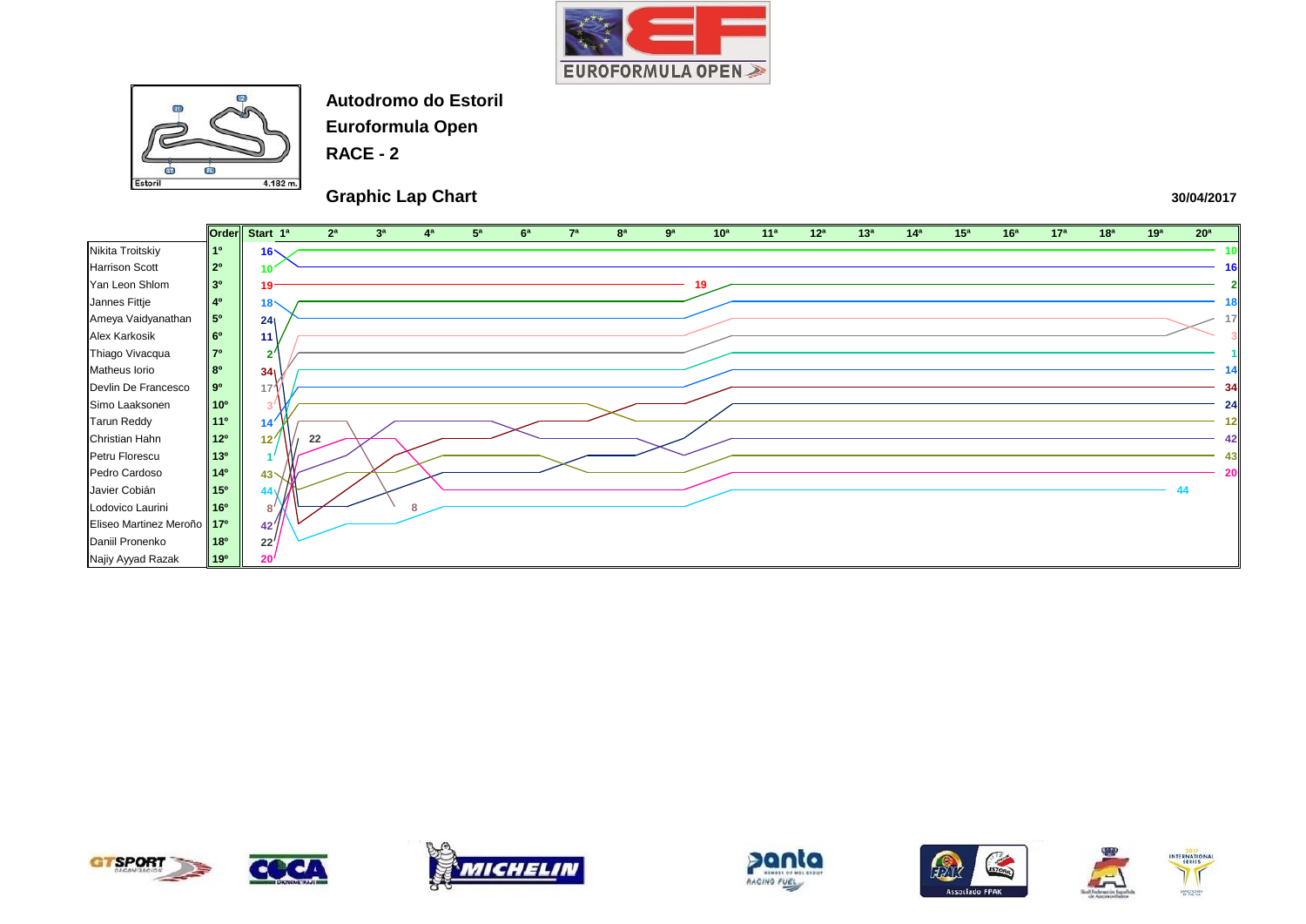# Autodromo do Estoril

## Euroformula Open

## RACE - 2

### Graphic Lap Chart

30/04/2017

| Driver | Order | Start | 1ª | 2ª | 3ª | 4ª | 5ª | 6ª | 7ª | 8ª | 9ª | 10ª | 11ª | 12ª | 13ª | 14ª | 15ª | 16ª | 17ª | 18ª | 19ª | 20ª |
|---|---|---|---|---|---|---|---|---|---|---|---|---|---|---|---|---|---|---|---|---|---|---|
| Nikita Troitskiy | 1º | 16 | | | | | | | | | | | | | | | | | | | | 10 |
| Harrison Scott | 2º | 10 | | | | | | | | | | | | | | | | | | | | 16 |
| Yan Leon Shlom | 3º | 19 | | | | | | | | | 19 | | | | | | | | | | | 2 |
| Jannes Fittje | 4º | 18 | | | | | | | | | | | | | | | | | | | | 18 |
| Ameya Vaidyanathan | 5º | 24 | | | | | | | | | | | | | | | | | | | | 17 |
| Alex Karkosik | 6º | 11 | | | | | | | | | | | | | | | | | | | | 3 |
| Thiago Vivacqua | 7º | 2 | | | | | | | | | | | | | | | | | | | | 1 |
| Matheus Iorio | 8º | 34 | | | | | | | | | | | | | | | | | | | | 14 |
| Devlin De Francesco | 9º | 17 | | | | | | | | | | | | | | | | | | | | 34 |
| Simo Laakksonen | 10º | 3 | | | | | | | | | | | | | | | | | | | | 24 |
| Tarun Reddy | 11º | 14 | | | | | | | | | | | | | | | | | | | | 12 |
| Christian Hahn | 12º | 12 | 22 | | | | | | | | | | | | | | | | | | | 42 |
| Petru Florescu | 13º | 1 | | | | | | | | | | | | | | | | | | | | 43 |
| Pedro Cardoso | 14º | 43 | | | | | | | | | | | | | | | | | | | | 20 |
| Javier Cobián | 15º | 44 | | | | | | | | | | | | | | | | | | 44 | | |
| Lodovico Laurini | 16º | 8 | | | 8 | | | | | | | | | | | | | | | | | |
| Eliseo Martinez Meroño | 17º | 42 | | | | | | | | | | | | | | | | | | | | |
| Daniil Pronenko | 18º | 22 | | | | | | | | | | | | | | | | | | | | |
| Najiy Ayyad Razak | 19º | 20 | | | | | | | | | | | | | | | | | | | | |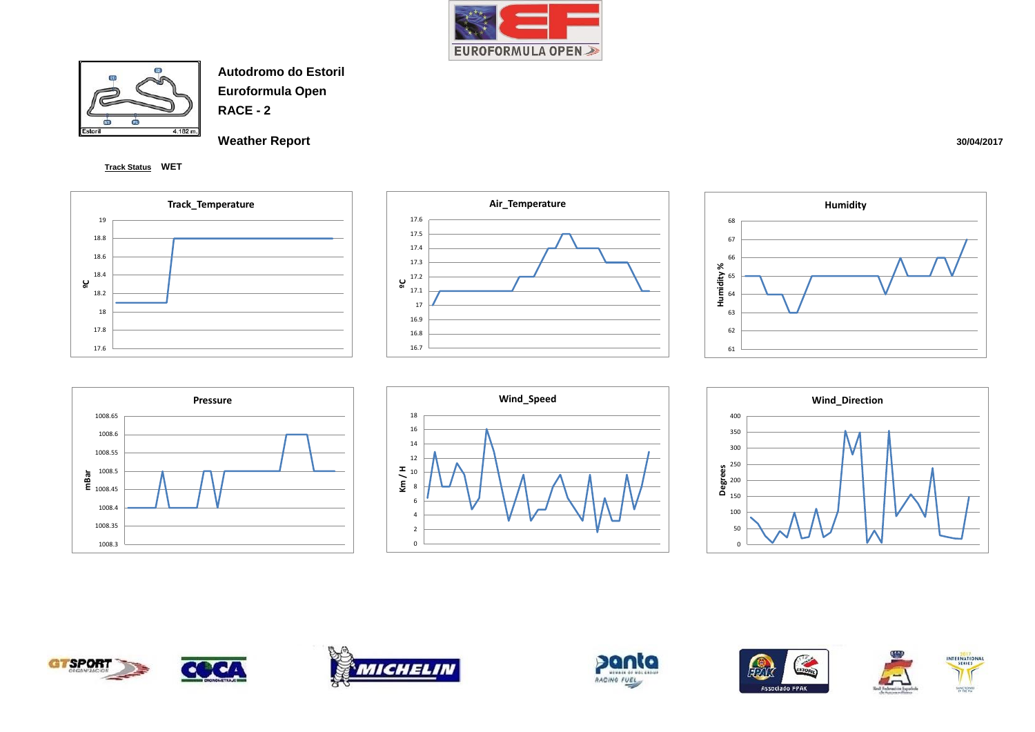EUROFORMULA OPEN

Estoril 4.182 m.

**Autodromo do Estoril**
**Euroformula Open**
**RACE - 2**

**Weather Report**

30/04/2017

**Track Status** WET

**Track_Temperature**

ºC

19
18.8
18.6
18.4
18.2
18
17.8
17.6

**Air_Temperature**

ºC

17.6
17.5
17.4
17.3
17.2
17.1
17
16.9
16.8
16.7

**Humidity**

Humidity %

68
67
66
65
64
63
62
61

**Pressure**

mBar

1008.65
1008.6
1008.55
1008.5
1008.45
1008.4
1008.35
1008.3

**Wind_Speed**

Km / H

18
16
14
12
10
8
6
4
2
0

**Wind_Direction**

Degrees

400
350
300
250
200
150
100
50
0